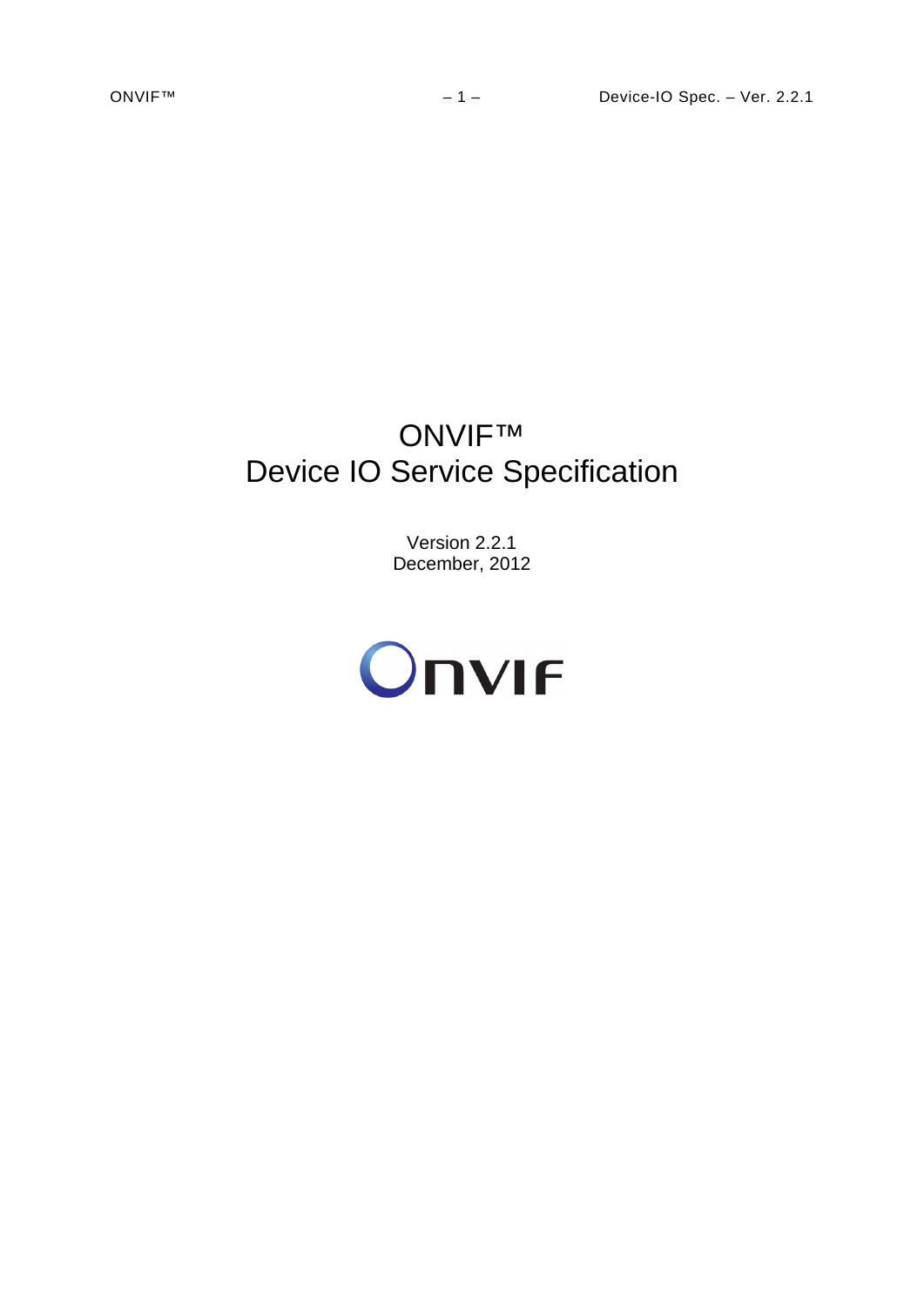# ONVIF™ Device IO Service Specification

Version 2.2.1
December, 2012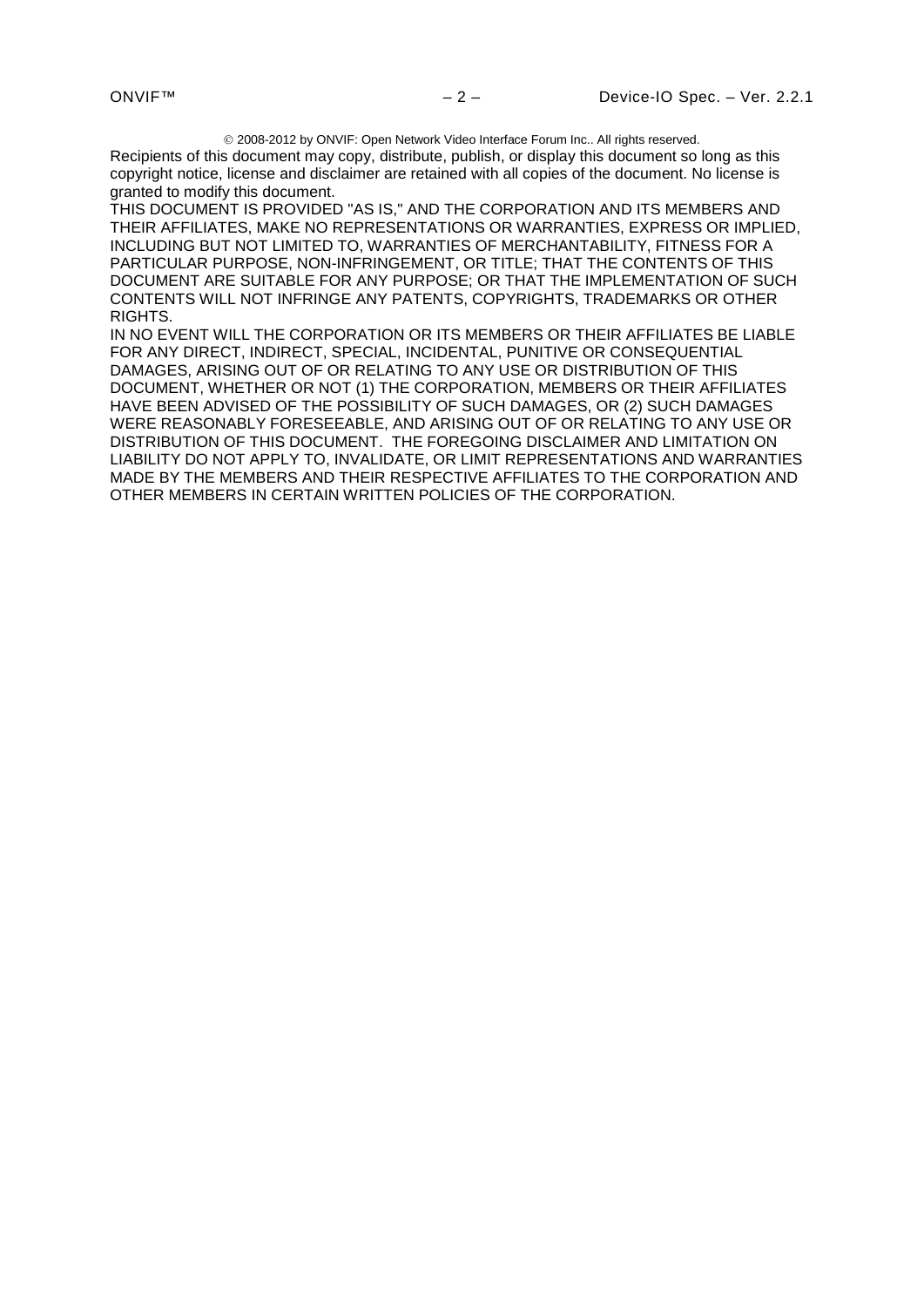© 2008-2012 by ONVIF: Open Network Video Interface Forum Inc.. All rights reserved.

Recipients of this document may copy, distribute, publish, or display this document so long as this copyright notice, license and disclaimer are retained with all copies of the document. No license is granted to modify this document.

THIS DOCUMENT IS PROVIDED "AS IS," AND THE CORPORATION AND ITS MEMBERS AND THEIR AFFILIATES, MAKE NO REPRESENTATIONS OR WARRANTIES, EXPRESS OR IMPLIED, INCLUDING BUT NOT LIMITED TO, WARRANTIES OF MERCHANTABILITY, FITNESS FOR A PARTICULAR PURPOSE, NON-INFRINGEMENT, OR TITLE; THAT THE CONTENTS OF THIS DOCUMENT ARE SUITABLE FOR ANY PURPOSE; OR THAT THE IMPLEMENTATION OF SUCH CONTENTS WILL NOT INFRINGE ANY PATENTS, COPYRIGHTS, TRADEMARKS OR OTHER RIGHTS.

IN NO EVENT WILL THE CORPORATION OR ITS MEMBERS OR THEIR AFFILIATES BE LIABLE FOR ANY DIRECT, INDIRECT, SPECIAL, INCIDENTAL, PUNITIVE OR CONSEQUENTIAL DAMAGES, ARISING OUT OF OR RELATING TO ANY USE OR DISTRIBUTION OF THIS DOCUMENT, WHETHER OR NOT (1) THE CORPORATION, MEMBERS OR THEIR AFFILIATES HAVE BEEN ADVISED OF THE POSSIBILITY OF SUCH DAMAGES, OR (2) SUCH DAMAGES WERE REASONABLY FORESEEABLE, AND ARISING OUT OF OR RELATING TO ANY USE OR DISTRIBUTION OF THIS DOCUMENT. THE FOREGOING DISCLAIMER AND LIMITATION ON LIABILITY DO NOT APPLY TO, INVALIDATE, OR LIMIT REPRESENTATIONS AND WARRANTIES MADE BY THE MEMBERS AND THEIR RESPECTIVE AFFILIATES TO THE CORPORATION AND OTHER MEMBERS IN CERTAIN WRITTEN POLICIES OF THE CORPORATION.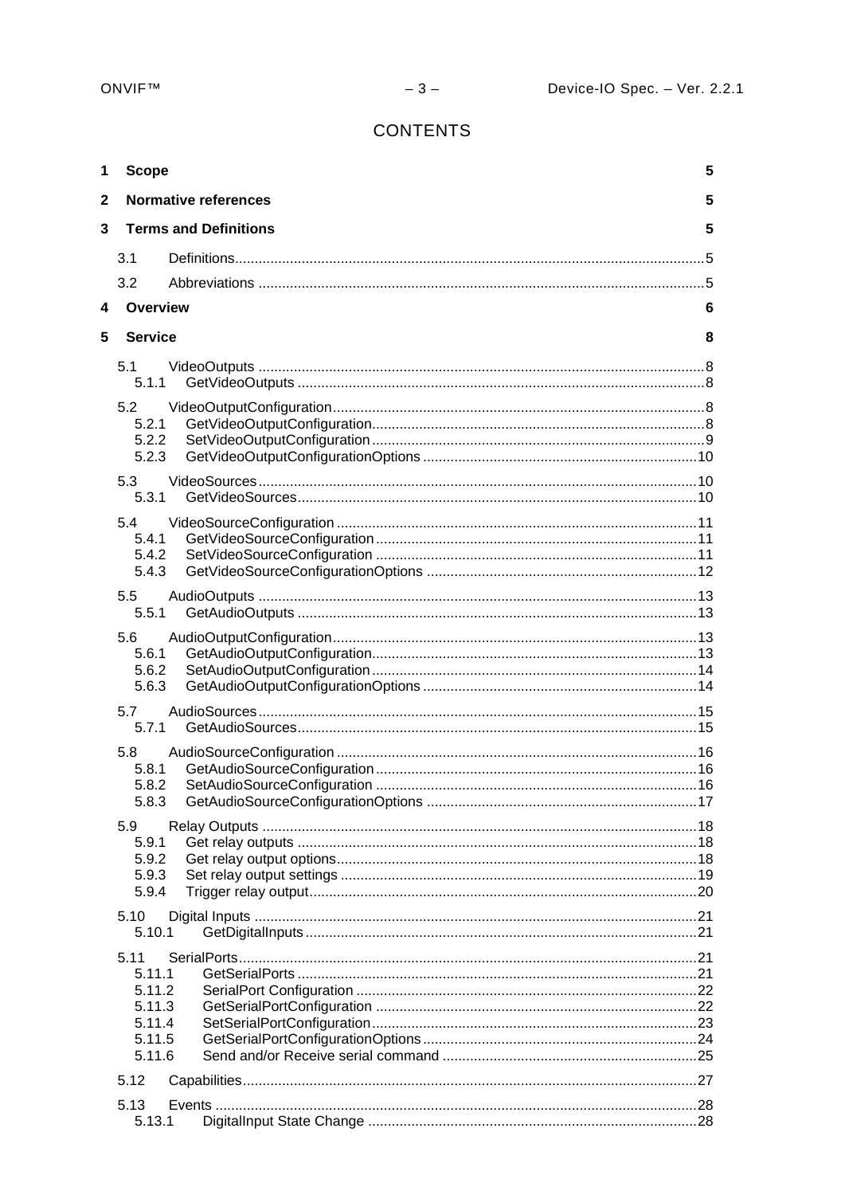# CONTENTS

| | | |
|---|---|---|
| **1** | **Scope** | **5** |
| **2** | **Normative references** | **5** |
| **3** | **Terms and Definitions** | **5** |
| 3.1 | Definitions | 5 |
| 3.2 | Abbreviations | 5 |
| **4** | **Overview** | **6** |
| **5** | **Service** | **8** |
| 5.1 | VideoOutputs | 8 |
| 5.1.1 | GetVideoOutputs | 8 |
| 5.2 | VideoOutputConfiguration | 8 |
| 5.2.1 | GetVideoOutputConfiguration | 8 |
| 5.2.2 | SetVideoOutputConfiguration | 9 |
| 5.2.3 | GetVideoOutputConfigurationOptions | 10 |
| 5.3 | VideoSources | 10 |
| 5.3.1 | GetVideoSources | 10 |
| 5.4 | VideoSourceConfiguration | 11 |
| 5.4.1 | GetVideoSourceConfiguration | 11 |
| 5.4.2 | SetVideoSourceConfiguration | 11 |
| 5.4.3 | GetVideoSourceConfigurationOptions | 12 |
| 5.5 | AudioOutputs | 13 |
| 5.5.1 | GetAudioOutputs | 13 |
| 5.6 | AudioOutputConfiguration | 13 |
| 5.6.1 | GetAudioOutputConfiguration | 13 |
| 5.6.2 | SetAudioOutputConfiguration | 14 |
| 5.6.3 | GetAudioOutputConfigurationOptions | 14 |
| 5.7 | AudioSources | 15 |
| 5.7.1 | GetAudioSources | 15 |
| 5.8 | AudioSourceConfiguration | 16 |
| 5.8.1 | GetAudioSourceConfiguration | 16 |
| 5.8.2 | SetAudioSourceConfiguration | 16 |
| 5.8.3 | GetAudioSourceConfigurationOptions | 17 |
| 5.9 | Relay Outputs | 18 |
| 5.9.1 | Get relay outputs | 18 |
| 5.9.2 | Get relay output options | 18 |
| 5.9.3 | Set relay output settings | 19 |
| 5.9.4 | Trigger relay output | 20 |
| 5.10 | Digital Inputs | 21 |
| 5.10.1 | GetDigitalInputs | 21 |
| 5.11 | SerialPorts | 21 |
| 5.11.1 | GetSerialPorts | 21 |
| 5.11.2 | SerialPort Configuration | 22 |
| 5.11.3 | GetSerialPortConfiguration | 22 |
| 5.11.4 | SetSerialPortConfiguration | 23 |
| 5.11.5 | GetSerialPortConfigurationOptions | 24 |
| 5.11.6 | Send and/or Receive serial command | 25 |
| 5.12 | Capabilities | 27 |
| 5.13 | Events | 28 |
| 5.13.1 | DigitalInput State Change | 28 |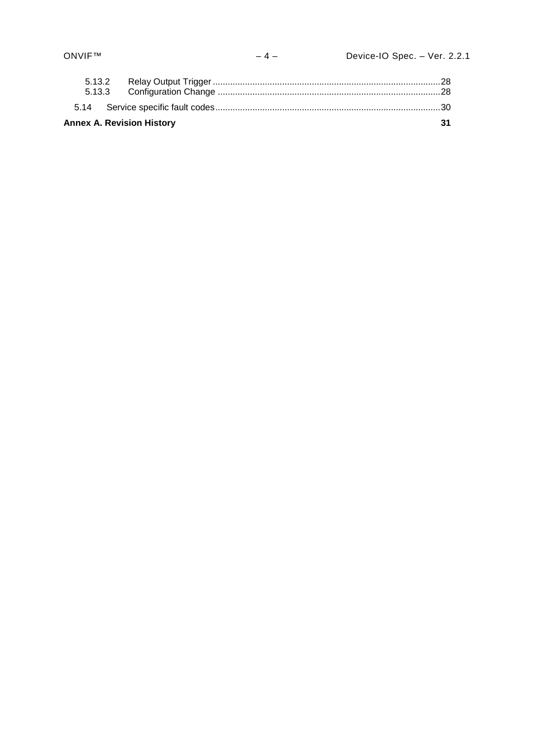5.13.2 Relay Output Trigger ... 28
5.13.3 Configuration Change ... 28

5.14 Service specific fault codes ... 30

**Annex A. Revision History** **31**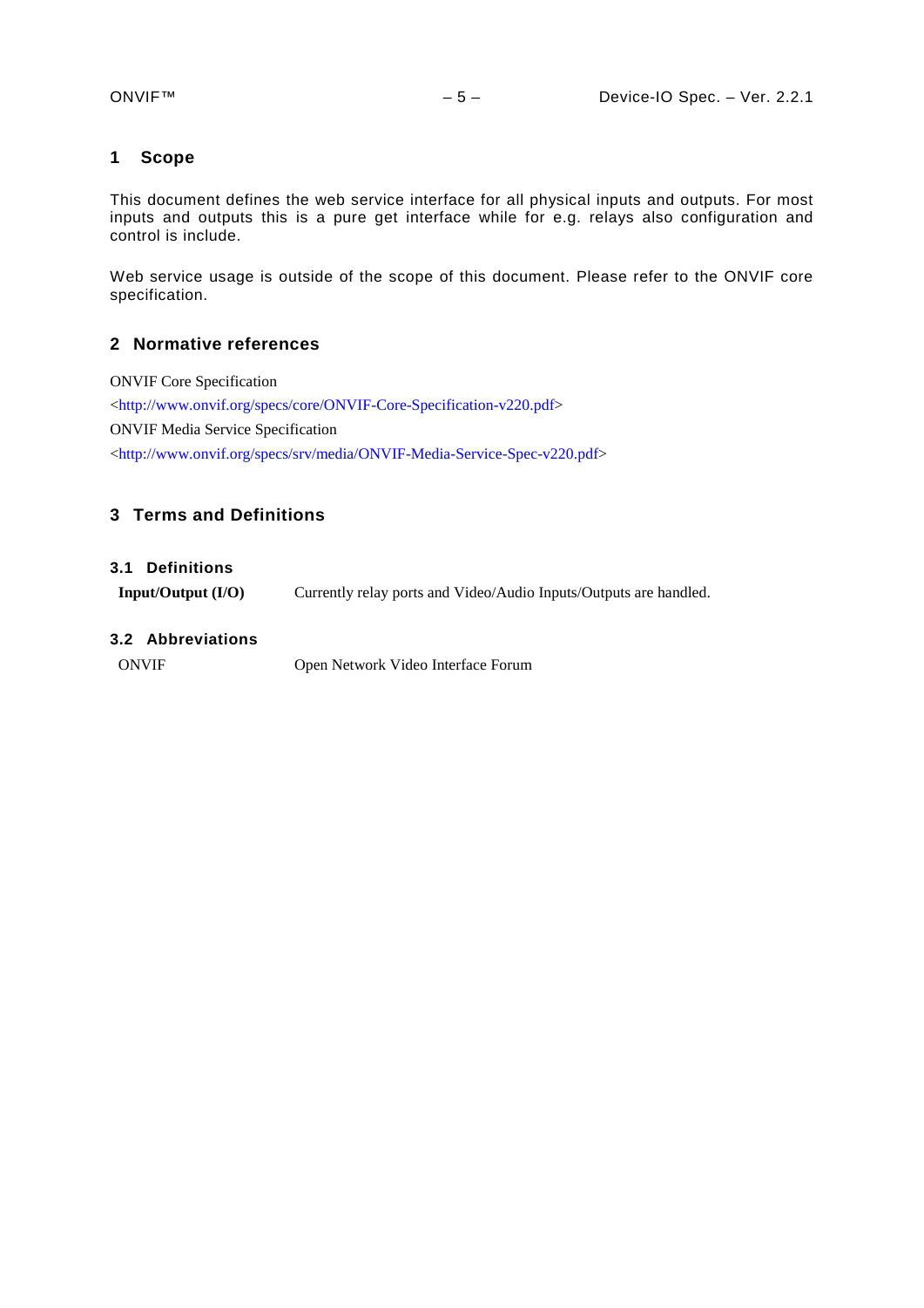# 1 Scope

This document defines the web service interface for all physical inputs and outputs. For most inputs and outputs this is a pure get interface while for e.g. relays also configuration and control is include.

Web service usage is outside of the scope of this document. Please refer to the ONVIF core specification.

# 2 Normative references

ONVIF Core Specification

<http://www.onvif.org/specs/core/ONVIF-Core-Specification-v220.pdf>

ONVIF Media Service Specification

<http://www.onvif.org/specs/srv/media/ONVIF-Media-Service-Spec-v220.pdf>

# 3 Terms and Definitions

## 3.1 Definitions

| | |
|---|---|
| **Input/Output (I/O)** | Currently relay ports and Video/Audio Inputs/Outputs are handled. |

## 3.2 Abbreviations

| | |
|---|---|
| ONVIF | Open Network Video Interface Forum |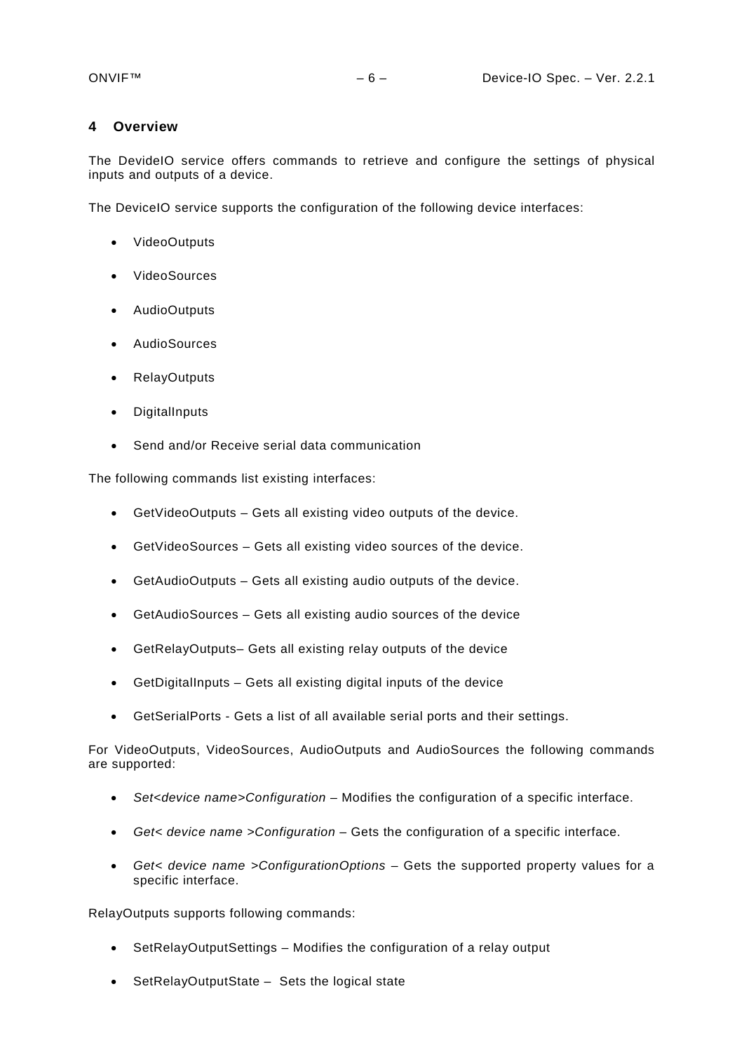# 4 Overview

The DevideIO service offers commands to retrieve and configure the settings of physical inputs and outputs of a device.

The DeviceIO service supports the configuration of the following device interfaces:

- VideoOutputs
- VideoSources
- AudioOutputs
- AudioSources
- RelayOutputs
- DigitalInputs
- Send and/or Receive serial data communication

The following commands list existing interfaces:

- GetVideoOutputs – Gets all existing video outputs of the device.
- GetVideoSources – Gets all existing video sources of the device.
- GetAudioOutputs – Gets all existing audio outputs of the device.
- GetAudioSources – Gets all existing audio sources of the device
- GetRelayOutputs– Gets all existing relay outputs of the device
- GetDigitalInputs – Gets all existing digital inputs of the device
- GetSerialPorts - Gets a list of all available serial ports and their settings.

For VideoOutputs, VideoSources, AudioOutputs and AudioSources the following commands are supported:

- *Set<device name>Configuration* – Modifies the configuration of a specific interface.
- *Get< device name >Configuration* – Gets the configuration of a specific interface.
- *Get< device name >ConfigurationOptions* – Gets the supported property values for a specific interface.

RelayOutputs supports following commands:

- SetRelayOutputSettings – Modifies the configuration of a relay output
- SetRelayOutputState – Sets the logical state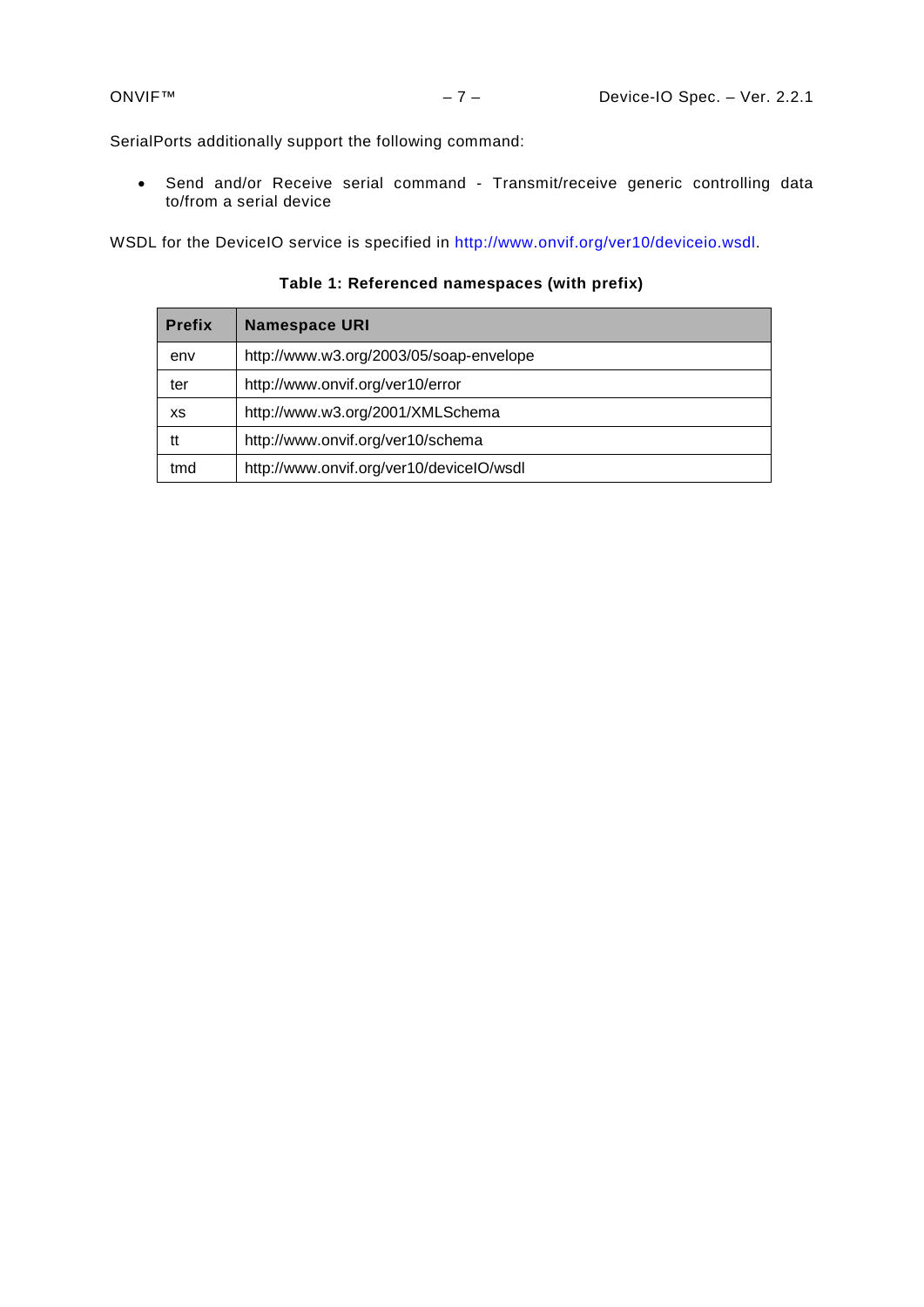SerialPorts additionally support the following command:

- Send and/or Receive serial command - Transmit/receive generic controlling data to/from a serial device

WSDL for the DeviceIO service is specified in http://www.onvif.org/ver10/deviceio.wsdl.

**Table 1: Referenced namespaces (with prefix)**

| Prefix | Namespace URI |
|---|---|
| env | http://www.w3.org/2003/05/soap-envelope |
| ter | http://www.onvif.org/ver10/error |
| xs | http://www.w3.org/2001/XMLSchema |
| tt | http://www.onvif.org/ver10/schema |
| tmd | http://www.onvif.org/ver10/deviceIO/wsdl |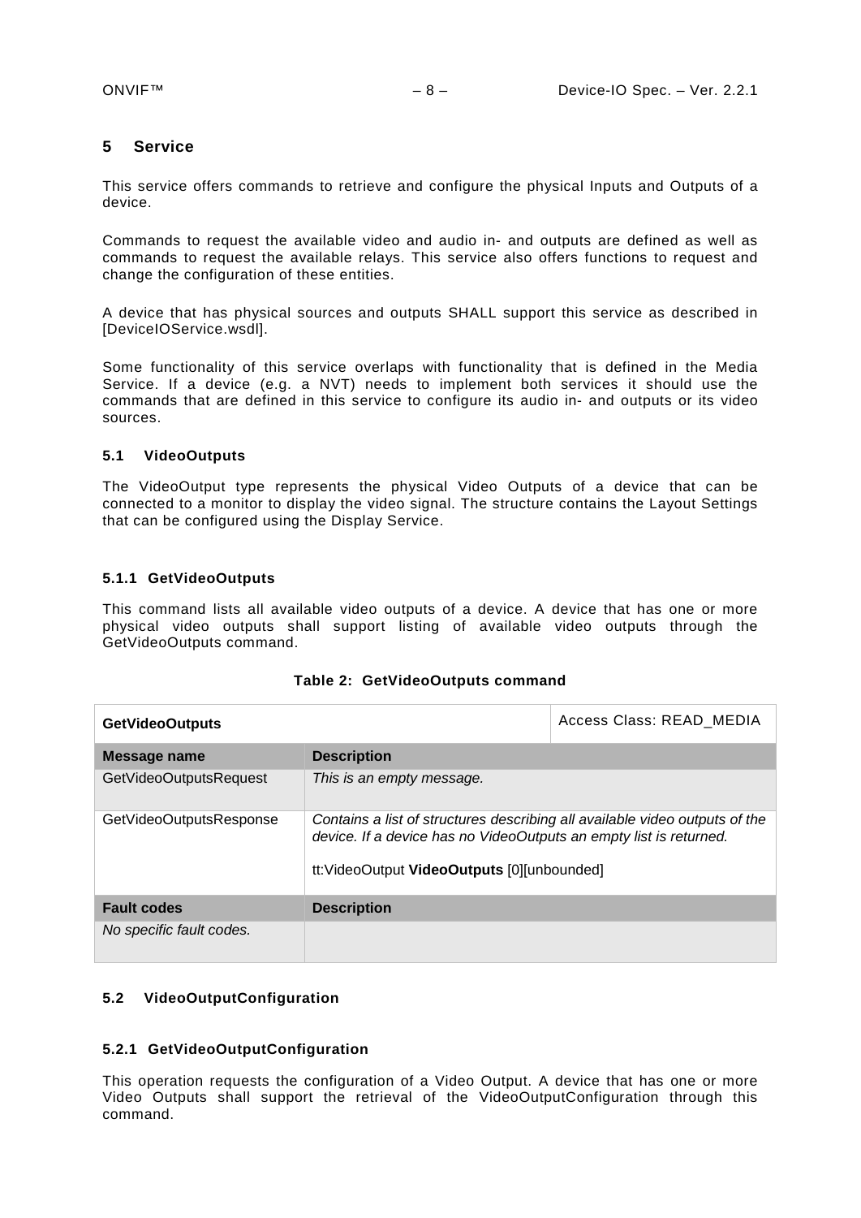# 5 Service

This service offers commands to retrieve and configure the physical Inputs and Outputs of a device.

Commands to request the available video and audio in- and outputs are defined as well as commands to request the available relays. This service also offers functions to request and change the configuration of these entities.

A device that has physical sources and outputs SHALL support this service as described in [DeviceIOService.wsdl].

Some functionality of this service overlaps with functionality that is defined in the Media Service. If a device (e.g. a NVT) needs to implement both services it should use the commands that are defined in this service to configure its audio in- and outputs or its video sources.

## 5.1 VideoOutputs

The VideoOutput type represents the physical Video Outputs of a device that can be connected to a monitor to display the video signal. The structure contains the Layout Settings that can be configured using the Display Service.

### 5.1.1 GetVideoOutputs

This command lists all available video outputs of a device. A device that has one or more physical video outputs shall support listing of available video outputs through the GetVideoOutputs command.

**Table 2: GetVideoOutputs command**

| **GetVideoOutputs** | | Access Class: READ_MEDIA |
|---|---|---|
| **Message name** | **Description** | |
| GetVideoOutputsRequest | *This is an empty message.* | |
| GetVideoOutputsResponse | *Contains a list of structures describing all available video outputs of the device. If a device has no VideoOutputs an empty list is returned.*<br><br>tt:VideoOutput **VideoOutputs** [0][unbounded] | |
| **Fault codes** | **Description** | |
| *No specific fault codes.* | | |

## 5.2 VideoOutputConfiguration

### 5.2.1 GetVideoOutputConfiguration

This operation requests the configuration of a Video Output. A device that has one or more Video Outputs shall support the retrieval of the VideoOutputConfiguration through this command.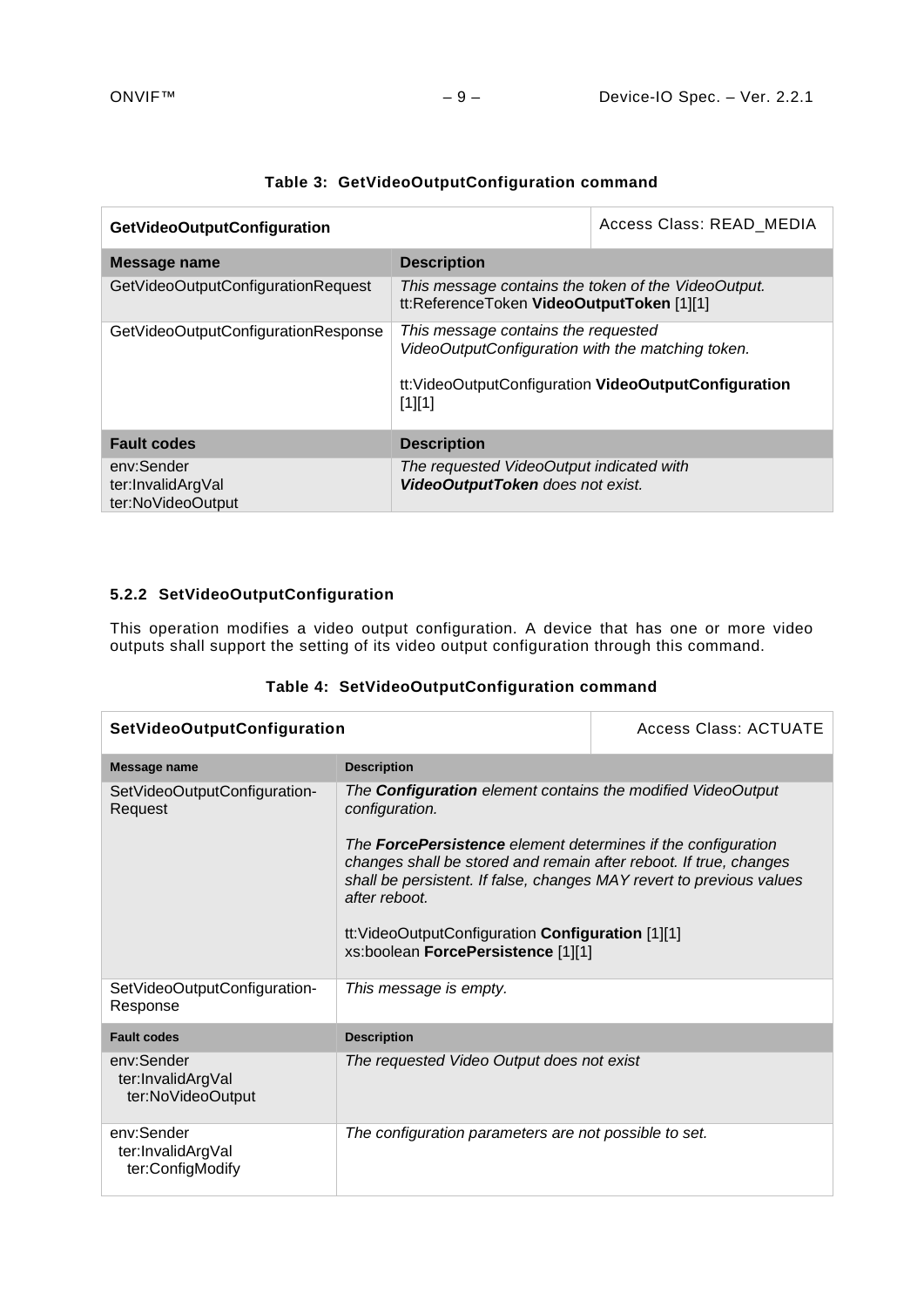**Table 3: GetVideoOutputConfiguration command**

| **GetVideoOutputConfiguration** | | Access Class: READ_MEDIA |
|---|---|---|
| **Message name** | **Description** | |
| GetVideoOutputConfigurationRequest | *This message contains the token of the VideoOutput.*<br>tt:ReferenceToken **VideoOutputToken** [1][1] | |
| GetVideoOutputConfigurationResponse | *This message contains the requested VideoOutputConfiguration with the matching token.*<br><br>tt:VideoOutputConfiguration **VideoOutputConfiguration** [1][1] | |
| **Fault codes** | **Description** | |
| env:Sender<br>ter:InvalidArgVal<br>ter:NoVideoOutput | *The requested VideoOutput indicated with **VideoOutputToken** does not exist.* | |

### 5.2.2 SetVideoOutputConfiguration

This operation modifies a video output configuration. A device that has one or more video outputs shall support the setting of its video output configuration through this command.

**Table 4: SetVideoOutputConfiguration command**

| **SetVideoOutputConfiguration** | | Access Class: ACTUATE |
|---|---|---|
| **Message name** | **Description** | |
| SetVideoOutputConfiguration-Request | *The **Configuration** element contains the modified VideoOutput configuration.*<br><br>*The **ForcePersistence** element determines if the configuration changes shall be stored and remain after reboot. If true, changes shall be persistent. If false, changes MAY revert to previous values after reboot.*<br><br>tt:VideoOutputConfiguration **Configuration** [1][1]<br>xs:boolean **ForcePersistence** [1][1] | |
| SetVideoOutputConfiguration-Response | *This message is empty.* | |
| **Fault codes** | **Description** | |
| env:Sender<br>ter:InvalidArgVal<br>ter:NoVideoOutput | *The requested Video Output does not exist* | |
| env:Sender<br>ter:InvalidArgVal<br>ter:ConfigModify | *The configuration parameters are not possible to set.* | |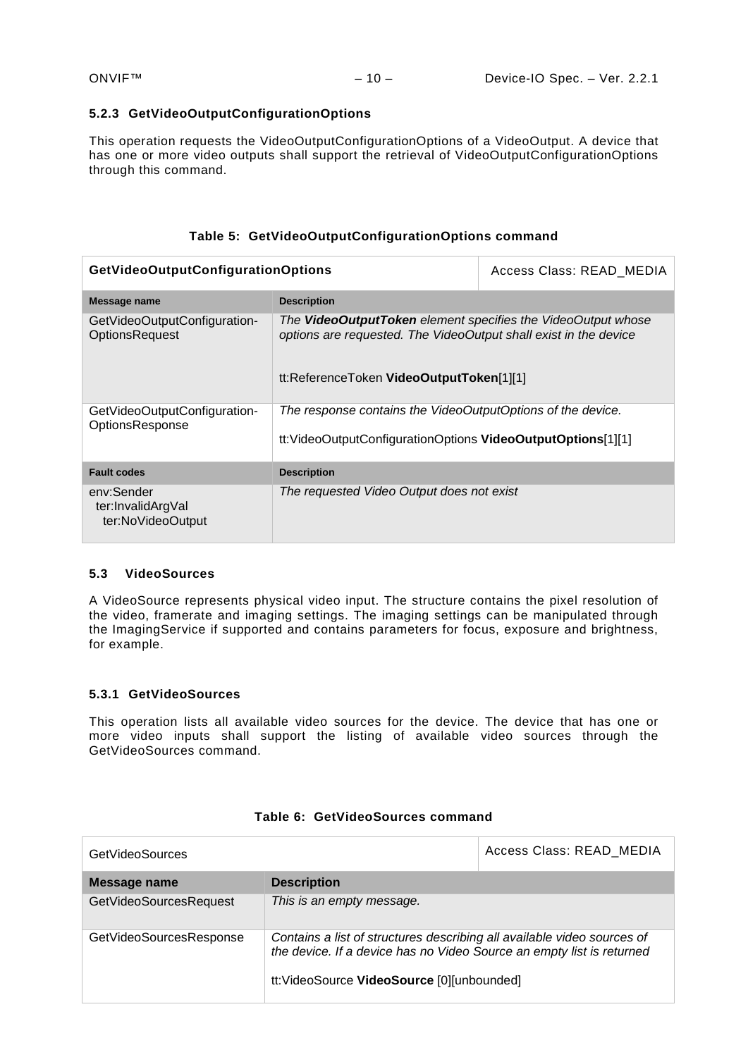### 5.2.3 GetVideoOutputConfigurationOptions

This operation requests the VideoOutputConfigurationOptions of a VideoOutput. A device that has one or more video outputs shall support the retrieval of VideoOutputConfigurationOptions through this command.

**Table 5: GetVideoOutputConfigurationOptions command**

| **GetVideoOutputConfigurationOptions** | | Access Class: READ_MEDIA |
|---|---|---|
| **Message name** | **Description** | |
| GetVideoOutputConfiguration-OptionsRequest | *The **VideoOutputToken** element specifies the VideoOutput whose options are requested. The VideoOutput shall exist in the device*<br><br>tt:ReferenceToken **VideoOutputToken**[1][1] | |
| GetVideoOutputConfiguration-OptionsResponse | *The response contains the VideoOutputOptions of the device.*<br><br>tt:VideoOutputConfigurationOptions **VideoOutputOptions**[1][1] | |
| **Fault codes** | **Description** | |
| env:Sender<br>ter:InvalidArgVal<br>ter:NoVideoOutput | *The requested Video Output does not exist* | |

## 5.3 VideoSources

A VideoSource represents physical video input. The structure contains the pixel resolution of the video, framerate and imaging settings. The imaging settings can be manipulated through the ImagingService if supported and contains parameters for focus, exposure and brightness, for example.

### 5.3.1 GetVideoSources

This operation lists all available video sources for the device. The device that has one or more video inputs shall support the listing of available video sources through the GetVideoSources command.

**Table 6: GetVideoSources command**

| GetVideoSources | | Access Class: READ_MEDIA |
|---|---|---|
| **Message name** | **Description** | |
| GetVideoSourcesRequest | *This is an empty message.* | |
| GetVideoSourcesResponse | *Contains a list of structures describing all available video sources of the device. If a device has no Video Source an empty list is returned*<br><br>tt:VideoSource **VideoSource** [0][unbounded] | |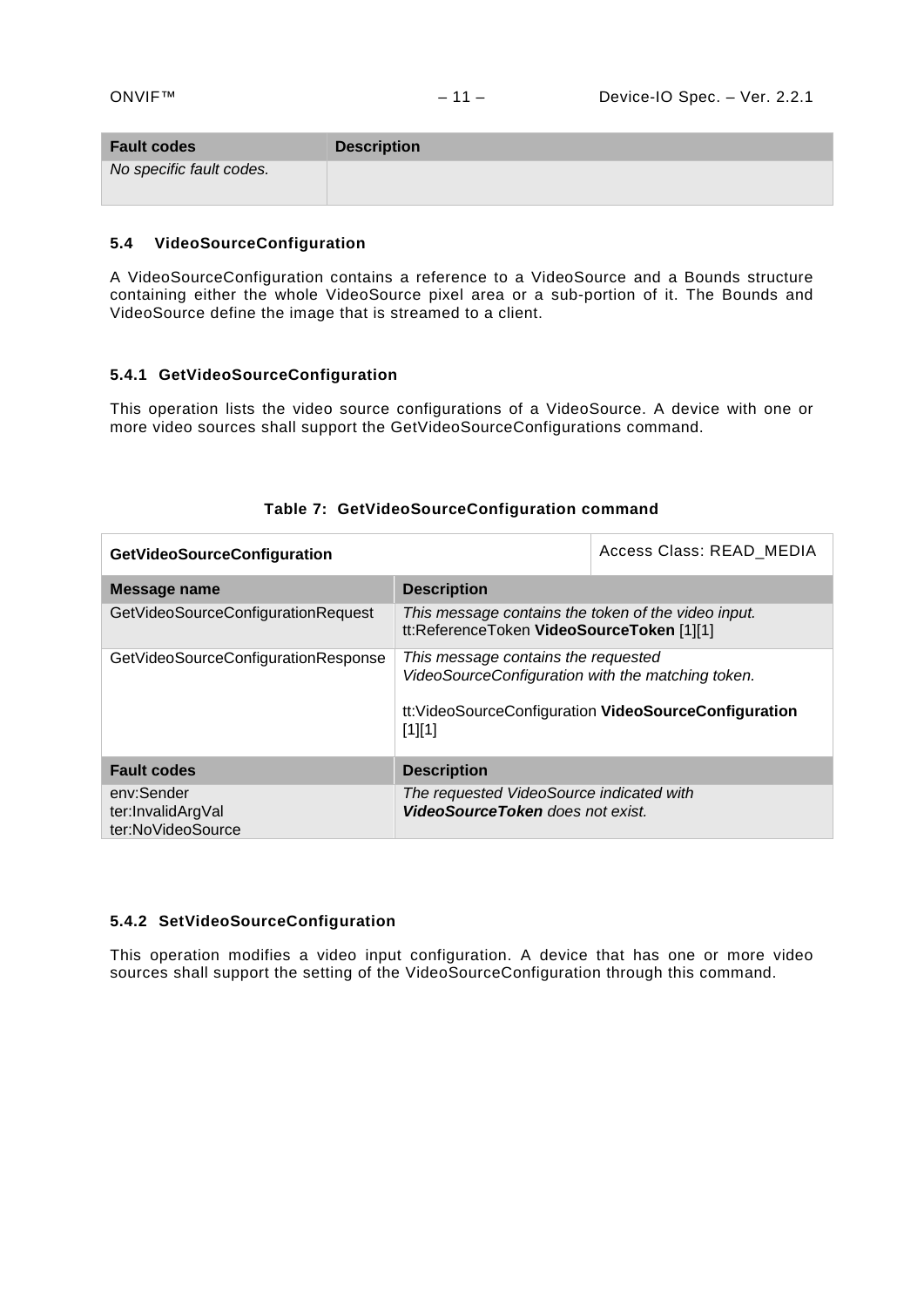| Fault codes | Description |
|---|---|
| *No specific fault codes.* | |

### 5.4 VideoSourceConfiguration

A VideoSourceConfiguration contains a reference to a VideoSource and a Bounds structure containing either the whole VideoSource pixel area or a sub-portion of it. The Bounds and VideoSource define the image that is streamed to a client.

#### 5.4.1 GetVideoSourceConfiguration

This operation lists the video source configurations of a VideoSource. A device with one or more video sources shall support the GetVideoSourceConfigurations command.

**Table 7: GetVideoSourceConfiguration command**

| **GetVideoSourceConfiguration** | Access Class: READ_MEDIA |
|---|---|
| **Message name** | **Description** |
| GetVideoSourceConfigurationRequest | *This message contains the token of the video input.*<br>tt:ReferenceToken **VideoSourceToken** [1][1] |
| GetVideoSourceConfigurationResponse | *This message contains the requested VideoSourceConfiguration with the matching token.*<br><br>tt:VideoSourceConfiguration **VideoSourceConfiguration** [1][1] |
| **Fault codes** | **Description** |
| env:Sender<br>ter:InvalidArgVal<br>ter:NoVideoSource | *The requested VideoSource indicated with **VideoSourceToken** does not exist.* |

#### 5.4.2 SetVideoSourceConfiguration

This operation modifies a video input configuration. A device that has one or more video sources shall support the setting of the VideoSourceConfiguration through this command.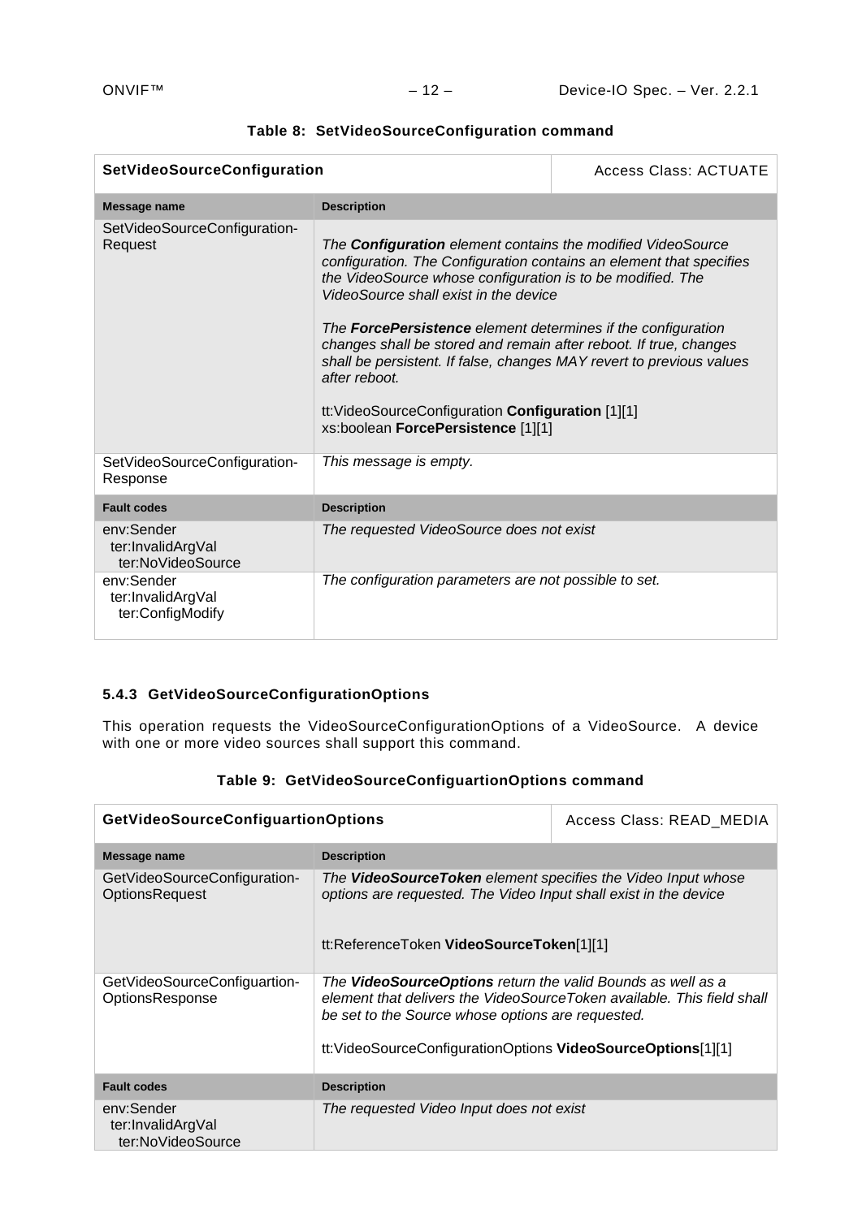**Table 8: SetVideoSourceConfiguration command**

| **SetVideoSourceConfiguration** | | Access Class: ACTUATE |
|---|---|---|
| **Message name** | **Description** | |
| SetVideoSourceConfiguration-Request | *The **Configuration** element contains the modified VideoSource configuration. The Configuration contains an element that specifies the VideoSource whose configuration is to be modified. The VideoSource shall exist in the device*<br><br>*The **ForcePersistence** element determines if the configuration changes shall be stored and remain after reboot. If true, changes shall be persistent. If false, changes MAY revert to previous values after reboot.*<br><br>tt:VideoSourceConfiguration **Configuration** [1][1]<br>xs:boolean **ForcePersistence** [1][1] | |
| SetVideoSourceConfiguration-Response | *This message is empty.* | |
| **Fault codes** | **Description** | |
| env:Sender<br>ter:InvalidArgVal<br>ter:NoVideoSource | *The requested VideoSource does not exist* | |
| env:Sender<br>ter:InvalidArgVal<br>ter:ConfigModify | *The configuration parameters are not possible to set.* | |

### 5.4.3 GetVideoSourceConfigurationOptions

This operation requests the VideoSourceConfigurationOptions of a VideoSource. A device with one or more video sources shall support this command.

**Table 9: GetVideoSourceConfiguartionOptions command**

| **GetVideoSourceConfiguartionOptions** | | Access Class: READ_MEDIA |
|---|---|---|
| **Message name** | **Description** | |
| GetVideoSourceConfiguration-OptionsRequest | *The **VideoSourceToken** element specifies the Video Input whose options are requested. The Video Input shall exist in the device*<br><br>tt:ReferenceToken **VideoSourceToken**[1][1] | |
| GetVideoSourceConfiguartion-OptionsResponse | *The **VideoSourceOptions** return the valid Bounds as well as a element that delivers the VideoSourceToken available. This field shall be set to the Source whose options are requested.*<br><br>tt:VideoSourceConfigurationOptions **VideoSourceOptions**[1][1] | |
| **Fault codes** | **Description** | |
| env:Sender<br>ter:InvalidArgVal<br>ter:NoVideoSource | *The requested Video Input does not exist* | |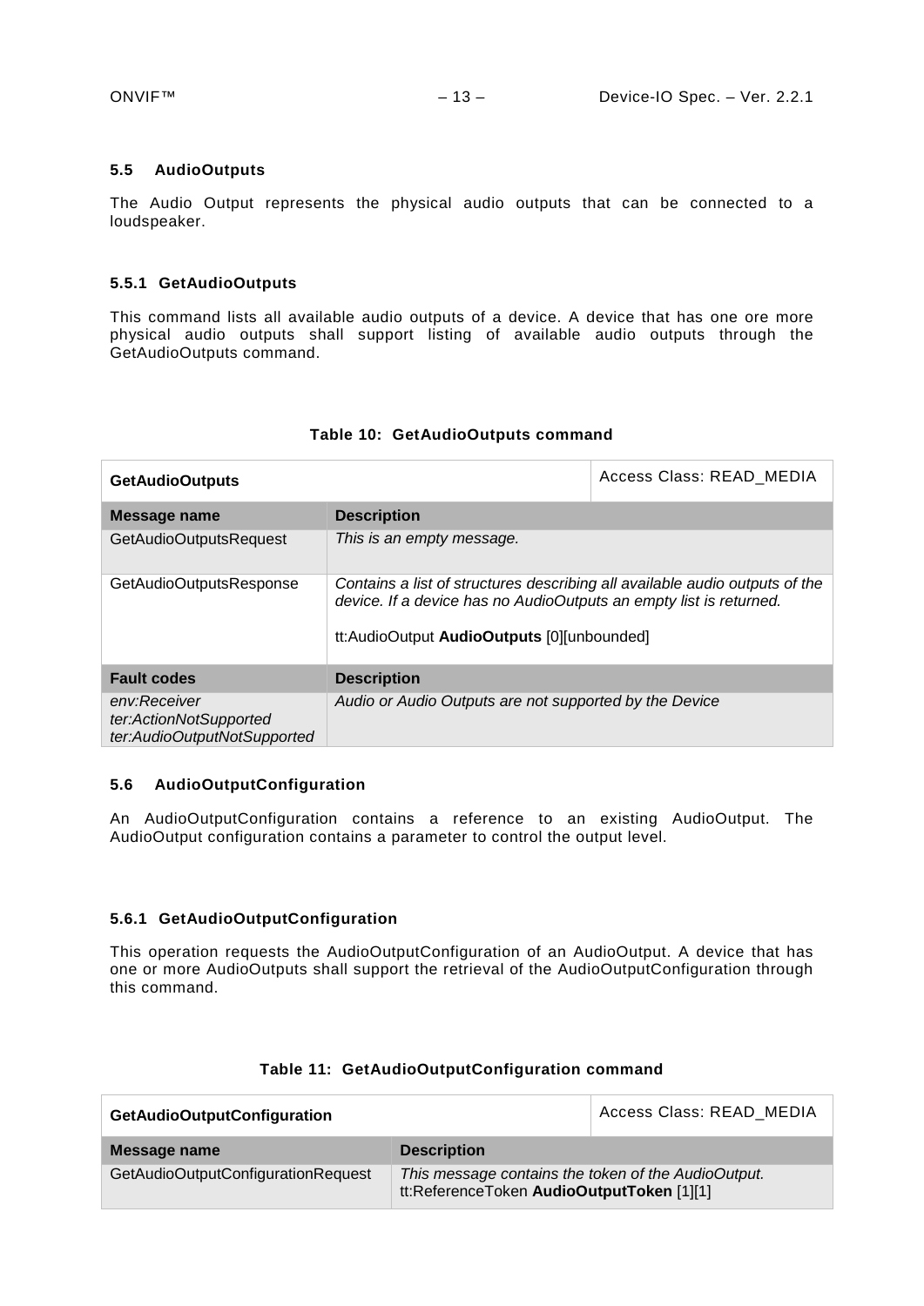### 5.5 AudioOutputs

The Audio Output represents the physical audio outputs that can be connected to a loudspeaker.

#### 5.5.1 GetAudioOutputs

This command lists all available audio outputs of a device. A device that has one ore more physical audio outputs shall support listing of available audio outputs through the GetAudioOutputs command.

**Table 10: GetAudioOutputs command**

| **GetAudioOutputs** | | Access Class: READ_MEDIA |
|---|---|---|
| **Message name** | **Description** | |
| GetAudioOutputsRequest | *This is an empty message.* | |
| GetAudioOutputsResponse | *Contains a list of structures describing all available audio outputs of the device. If a device has no AudioOutputs an empty list is returned.*<br><br>tt:AudioOutput **AudioOutputs** [0][unbounded] | |
| **Fault codes** | **Description** | |
| *env:Receiver*<br>*ter:ActionNotSupported*<br>*ter:AudioOutputNotSupported* | *Audio or Audio Outputs are not supported by the Device* | |

### 5.6 AudioOutputConfiguration

An AudioOutputConfiguration contains a reference to an existing AudioOutput. The AudioOutput configuration contains a parameter to control the output level.

#### 5.6.1 GetAudioOutputConfiguration

This operation requests the AudioOutputConfiguration of an AudioOutput. A device that has one or more AudioOutputs shall support the retrieval of the AudioOutputConfiguration through this command.

**Table 11: GetAudioOutputConfiguration command**

| **GetAudioOutputConfiguration** | | Access Class: READ_MEDIA |
|---|---|---|
| **Message name** | **Description** | |
| GetAudioOutputConfigurationRequest | *This message contains the token of the AudioOutput.*<br>tt:ReferenceToken **AudioOutputToken** [1][1] | |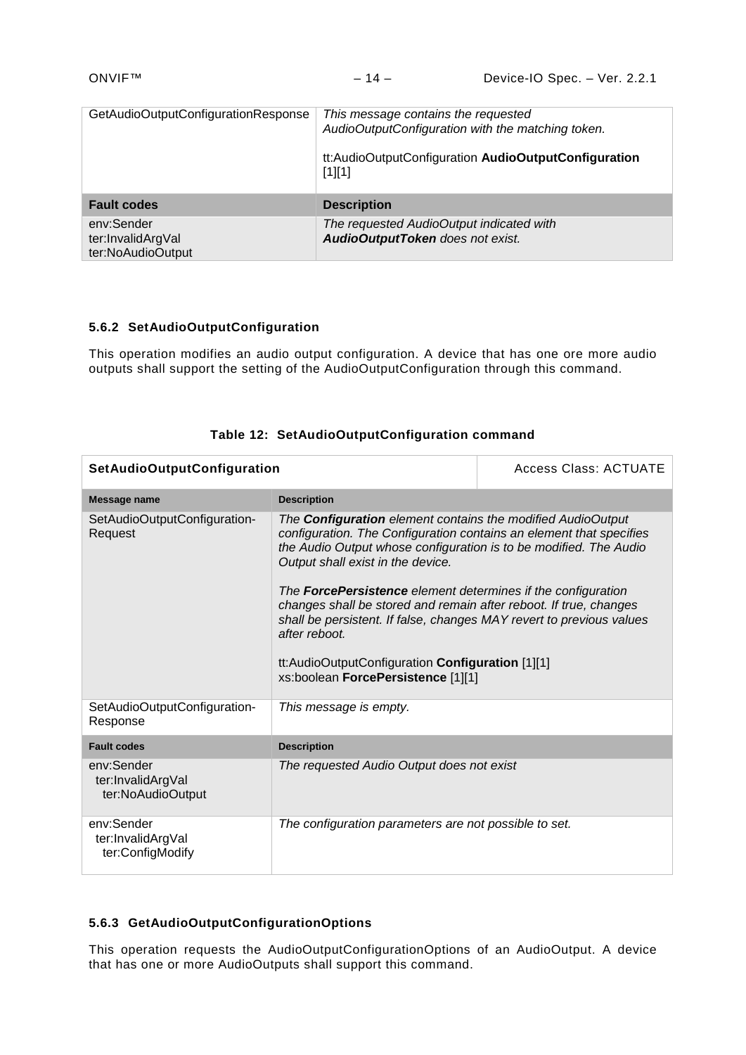| GetAudioOutputConfigurationResponse | *This message contains the requested AudioOutputConfiguration with the matching token.*<br><br>tt:AudioOutputConfiguration **AudioOutputConfiguration** [1][1] |
|---|---|
| **Fault codes** | **Description** |
| env:Sender<br>ter:InvalidArgVal<br>ter:NoAudioOutput | *The requested AudioOutput indicated with **AudioOutputToken** does not exist.* |

### 5.6.2 SetAudioOutputConfiguration

This operation modifies an audio output configuration. A device that has one ore more audio outputs shall support the setting of the AudioOutputConfiguration through this command.

**Table 12: SetAudioOutputConfiguration command**

| **SetAudioOutputConfiguration** | | Access Class: ACTUATE |
|---|---|---|
| **Message name** | **Description** | |
| SetAudioOutputConfiguration-Request | *The **Configuration** element contains the modified AudioOutput configuration. The Configuration contains an element that specifies the Audio Output whose configuration is to be modified. The Audio Output shall exist in the device.*<br><br>*The **ForcePersistence** element determines if the configuration changes shall be stored and remain after reboot. If true, changes shall be persistent. If false, changes MAY revert to previous values after reboot.*<br><br>tt:AudioOutputConfiguration **Configuration** [1][1]<br>xs:boolean **ForcePersistence** [1][1] | |
| SetAudioOutputConfiguration-Response | *This message is empty.* | |
| **Fault codes** | **Description** | |
| env:Sender<br>ter:InvalidArgVal<br>ter:NoAudioOutput | *The requested Audio Output does not exist* | |
| env:Sender<br>ter:InvalidArgVal<br>ter:ConfigModify | *The configuration parameters are not possible to set.* | |

### 5.6.3 GetAudioOutputConfigurationOptions

This operation requests the AudioOutputConfigurationOptions of an AudioOutput. A device that has one or more AudioOutputs shall support this command.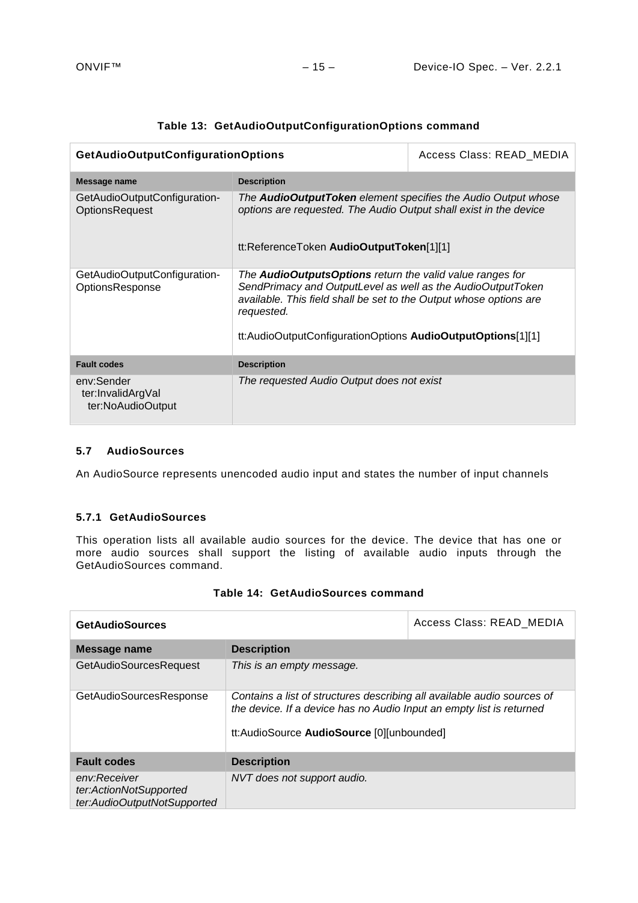**Table 13: GetAudioOutputConfigurationOptions command**

| **GetAudioOutputConfigurationOptions** | | Access Class: READ_MEDIA |
|---|---|---|
| **Message name** | **Description** | |
| GetAudioOutputConfiguration-OptionsRequest | *The **AudioOutputToken** element specifies the Audio Output whose options are requested. The Audio Output shall exist in the device*<br><br>tt:ReferenceToken **AudioOutputToken**[1][1] | |
| GetAudioOutputConfiguration-OptionsResponse | *The **AudioOutputsOptions** return the valid value ranges for SendPrimacy and OutputLevel as well as the AudioOutputToken available. This field shall be set to the Output whose options are requested.*<br><br>tt:AudioOutputConfigurationOptions **AudioOutputOptions**[1][1] | |
| **Fault codes** | **Description** | |
| env:Sender<br>ter:InvalidArgVal<br>ter:NoAudioOutput | *The requested Audio Output does not exist* | |

### 5.7 AudioSources

An AudioSource represents unencoded audio input and states the number of input channels

#### 5.7.1 GetAudioSources

This operation lists all available audio sources for the device. The device that has one or more audio sources shall support the listing of available audio inputs through the GetAudioSources command.

**Table 14: GetAudioSources command**

| **GetAudioSources** | | Access Class: READ_MEDIA |
|---|---|---|
| **Message name** | **Description** | |
| GetAudioSourcesRequest | *This is an empty message.* | |
| GetAudioSourcesResponse | *Contains a list of structures describing all available audio sources of the device. If a device has no Audio Input an empty list is returned*<br><br>tt:AudioSource **AudioSource** [0][unbounded] | |
| **Fault codes** | **Description** | |
| *env:Receiver*<br>*ter:ActionNotSupported*<br>*ter:AudioOutputNotSupported* | *NVT does not support audio.* | |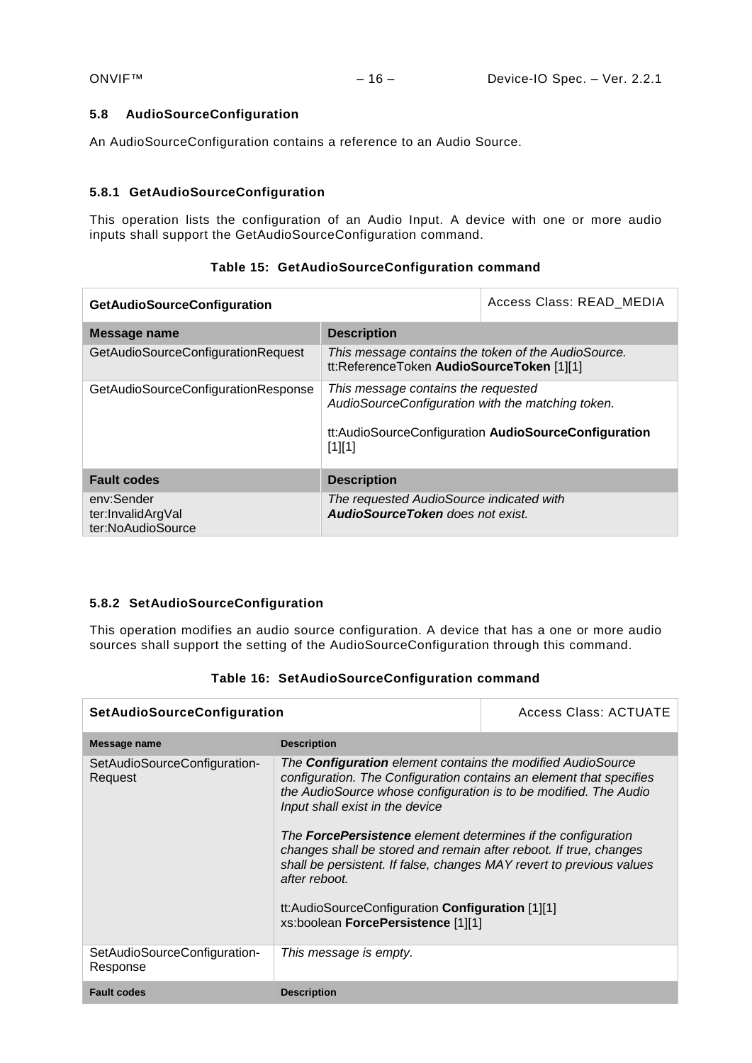### 5.8 AudioSourceConfiguration

An AudioSourceConfiguration contains a reference to an Audio Source.

#### 5.8.1 GetAudioSourceConfiguration

This operation lists the configuration of an Audio Input. A device with one or more audio inputs shall support the GetAudioSourceConfiguration command.

**Table 15: GetAudioSourceConfiguration command**

| **GetAudioSourceConfiguration** | Access Class: READ_MEDIA |
|---|---|
| **Message name** | **Description** |
| GetAudioSourceConfigurationRequest | *This message contains the token of the AudioSource.* tt:ReferenceToken **AudioSourceToken** [1][1] |
| GetAudioSourceConfigurationResponse | *This message contains the requested AudioSourceConfiguration with the matching token.* <br><br> tt:AudioSourceConfiguration **AudioSourceConfiguration** [1][1] |
| **Fault codes** | **Description** |
| env:Sender ter:InvalidArgVal ter:NoAudioSource | *The requested AudioSource indicated with* ***AudioSourceToken*** *does not exist.* |

#### 5.8.2 SetAudioSourceConfiguration

This operation modifies an audio source configuration. A device that has a one or more audio sources shall support the setting of the AudioSourceConfiguration through this command.

**Table 16: SetAudioSourceConfiguration command**

| **SetAudioSourceConfiguration** | Access Class: ACTUATE |
|---|---|
| **Message name** | **Description** |
| SetAudioSourceConfiguration-Request | *The* ***Configuration*** *element contains the modified AudioSource configuration. The Configuration contains an element that specifies the AudioSource whose configuration is to be modified. The Audio Input shall exist in the device* <br><br> *The* ***ForcePersistence*** *element determines if the configuration changes shall be stored and remain after reboot. If true, changes shall be persistent. If false, changes MAY revert to previous values after reboot.* <br><br> tt:AudioSourceConfiguration **Configuration** [1][1] <br> xs:boolean **ForcePersistence** [1][1] |
| SetAudioSourceConfiguration-Response | *This message is empty.* |
| **Fault codes** | **Description** |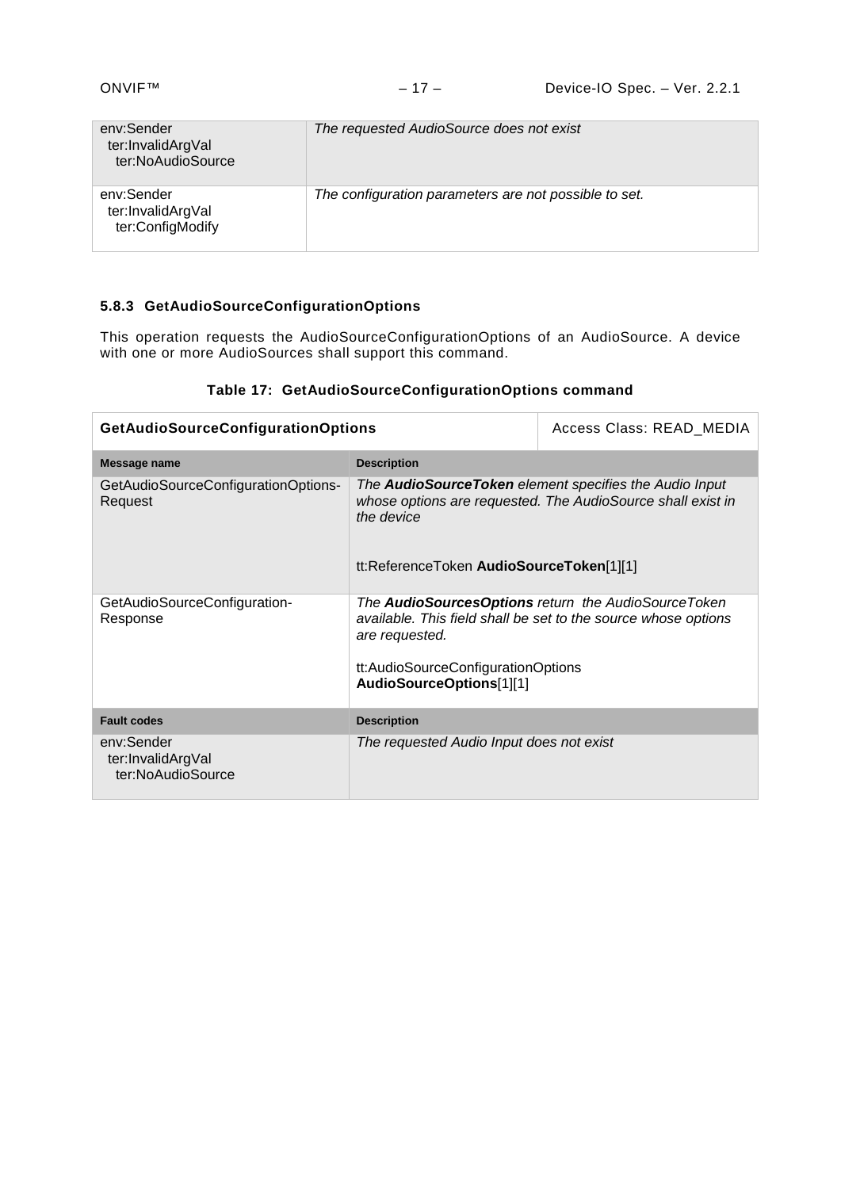| | |
|---|---|
| env:Sender<br>ter:InvalidArgVal<br>ter:NoAudioSource | *The requested AudioSource does not exist* |
| env:Sender<br>ter:InvalidArgVal<br>ter:ConfigModify | *The configuration parameters are not possible to set.* |

### 5.8.3 GetAudioSourceConfigurationOptions

This operation requests the AudioSourceConfigurationOptions of an AudioSource. A device with one or more AudioSources shall support this command.

**Table 17: GetAudioSourceConfigurationOptions command**

| **GetAudioSourceConfigurationOptions** | Access Class: READ_MEDIA |
|---|---|
| **Message name** | **Description** |
| GetAudioSourceConfigurationOptions-Request | *The **AudioSourceToken** element specifies the Audio Input whose options are requested. The AudioSource shall exist in the device*<br><br>tt:ReferenceToken **AudioSourceToken**[1][1] |
| GetAudioSourceConfiguration-Response | *The **AudioSourcesOptions** return the AudioSourceToken available. This field shall be set to the source whose options are requested.*<br><br>tt:AudioSourceConfigurationOptions **AudioSourceOptions**[1][1] |
| **Fault codes** | **Description** |
| env:Sender<br>ter:InvalidArgVal<br>ter:NoAudioSource | *The requested Audio Input does not exist* |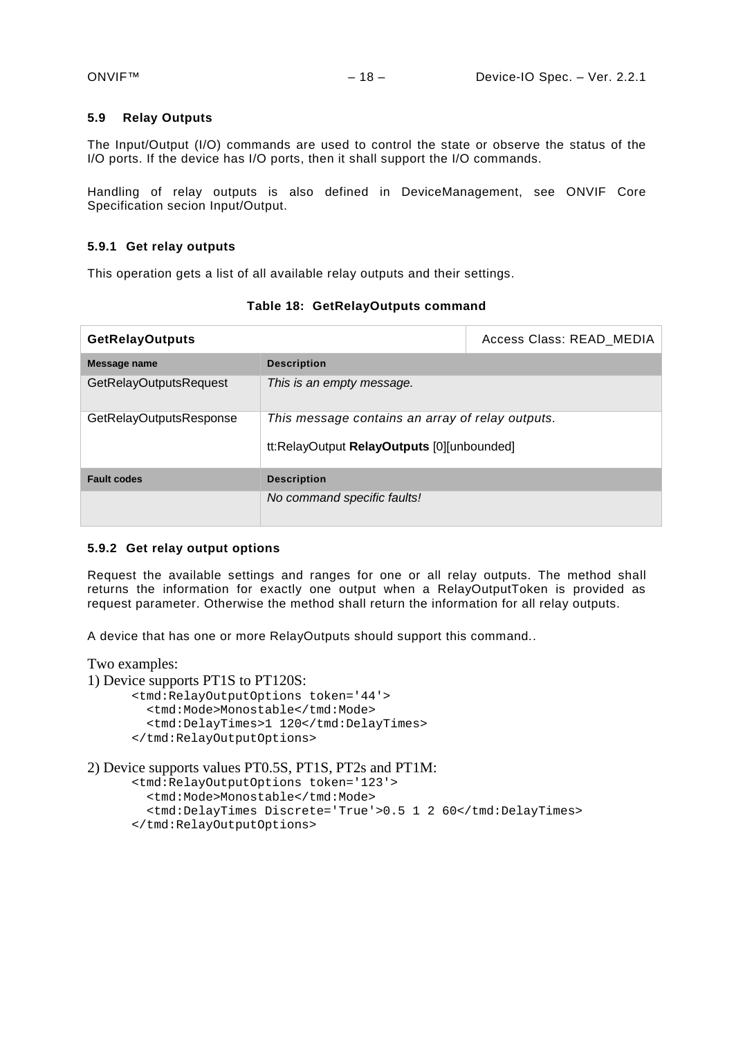### 5.9 Relay Outputs

The Input/Output (I/O) commands are used to control the state or observe the status of the I/O ports. If the device has I/O ports, then it shall support the I/O commands.

Handling of relay outputs is also defined in DeviceManagement, see ONVIF Core Specification secion Input/Output.

#### 5.9.1 Get relay outputs

This operation gets a list of all available relay outputs and their settings.

**Table 18: GetRelayOutputs command**

| **GetRelayOutputs** | | Access Class: READ_MEDIA |
|---|---|---|
| **Message name** | **Description** | |
| GetRelayOutputsRequest | *This is an empty message.* | |
| GetRelayOutputsResponse | *This message contains an array of relay outputs.*<br><br>tt:RelayOutput **RelayOutputs** [0][unbounded] | |
| **Fault codes** | **Description** | |
| | *No command specific faults!* | |

#### 5.9.2 Get relay output options

Request the available settings and ranges for one or all relay outputs. The method shall returns the information for exactly one output when a RelayOutputToken is provided as request parameter. Otherwise the method shall return the information for all relay outputs.

A device that has one or more RelayOutputs should support this command..

Two examples:

1) Device supports PT1S to PT120S:

```
<tmd:RelayOutputOptions token='44'>
  <tmd:Mode>Monostable</tmd:Mode>
  <tmd:DelayTimes>1 120</tmd:DelayTimes>
</tmd:RelayOutputOptions>
```

2) Device supports values PT0.5S, PT1S, PT2s and PT1M:

```
<tmd:RelayOutputOptions token='123'>
  <tmd:Mode>Monostable</tmd:Mode>
  <tmd:DelayTimes Discrete='True'>0.5 1 2 60</tmd:DelayTimes>
</tmd:RelayOutputOptions>
```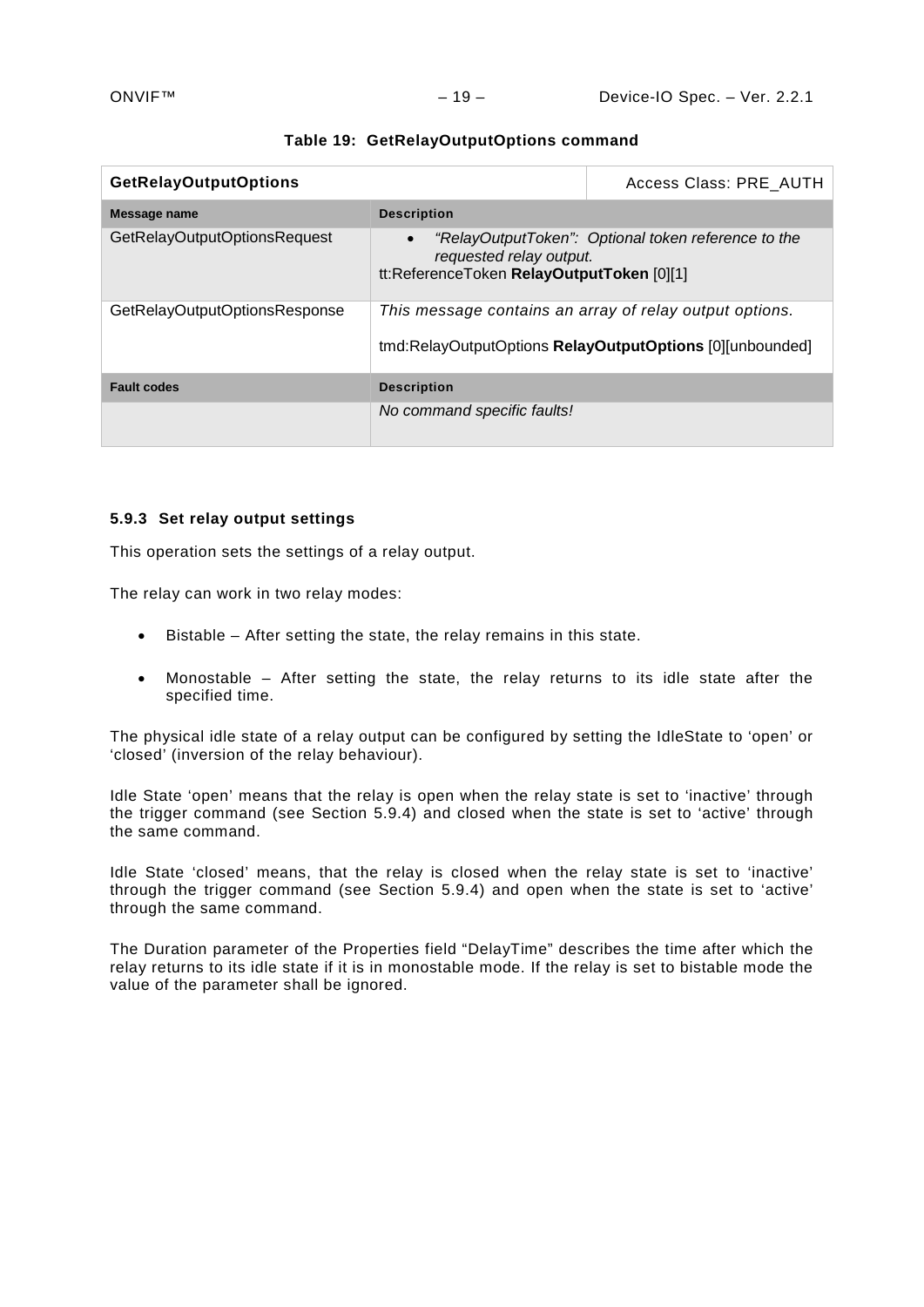**Table 19: GetRelayOutputOptions command**

| **GetRelayOutputOptions** | | Access Class: PRE_AUTH |
|---|---|---|
| **Message name** | **Description** | |
| GetRelayOutputOptionsRequest | • *"RelayOutputToken": Optional token reference to the requested relay output.*<br>tt:ReferenceToken **RelayOutputToken** [0][1] | |
| GetRelayOutputOptionsResponse | *This message contains an array of relay output options.*<br><br>tmd:RelayOutputOptions **RelayOutputOptions** [0][unbounded] | |
| **Fault codes** | **Description** | |
| | *No command specific faults!* | |

#### 5.9.3 Set relay output settings

This operation sets the settings of a relay output.

The relay can work in two relay modes:

- Bistable – After setting the state, the relay remains in this state.
- Monostable – After setting the state, the relay returns to its idle state after the specified time.

The physical idle state of a relay output can be configured by setting the IdleState to 'open' or 'closed' (inversion of the relay behaviour).

Idle State 'open' means that the relay is open when the relay state is set to 'inactive' through the trigger command (see Section 5.9.4) and closed when the state is set to 'active' through the same command.

Idle State 'closed' means, that the relay is closed when the relay state is set to 'inactive' through the trigger command (see Section 5.9.4) and open when the state is set to 'active' through the same command.

The Duration parameter of the Properties field "DelayTime" describes the time after which the relay returns to its idle state if it is in monostable mode. If the relay is set to bistable mode the value of the parameter shall be ignored.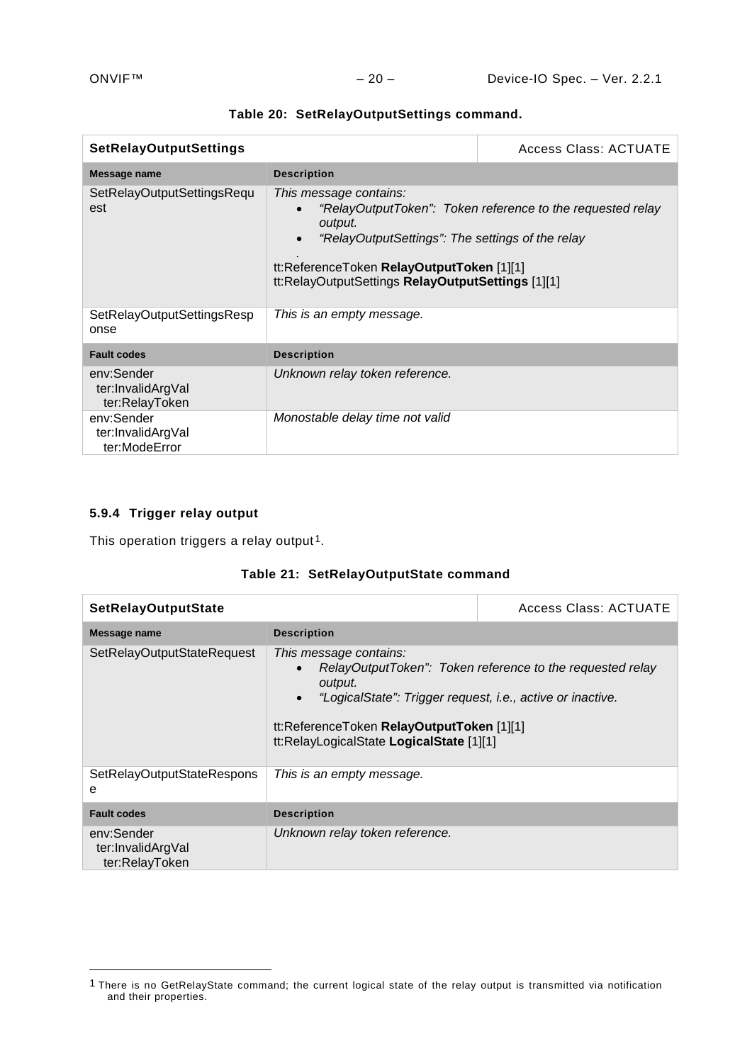**Table 20: SetRelayOutputSettings command.**

| SetRelayOutputSettings | | Access Class: ACTUATE |
|---|---|---|
| **Message name** | **Description** | |
| SetRelayOutputSettingsRequest | *This message contains:*<br>• *“RelayOutputToken”: Token reference to the requested relay output.*<br>• *“RelayOutputSettings”: The settings of the relay*<br>*.*<br>tt:ReferenceToken **RelayOutputToken** [1][1]<br>tt:RelayOutputSettings **RelayOutputSettings** [1][1] | |
| SetRelayOutputSettingsResponse | *This is an empty message.* | |
| **Fault codes** | **Description** | |
| env:Sender<br>ter:InvalidArgVal<br>ter:RelayToken | *Unknown relay token reference.* | |
| env:Sender<br>ter:InvalidArgVal<br>ter:ModeError | *Monostable delay time not valid* | |

### 5.9.4 Trigger relay output

This operation triggers a relay output[1].

**Table 21: SetRelayOutputState command**

| SetRelayOutputState | | Access Class: ACTUATE |
|---|---|---|
| **Message name** | **Description** | |
| SetRelayOutputStateRequest | *This message contains:*<br>• *RelayOutputToken”: Token reference to the requested relay output.*<br>• *“LogicalState”: Trigger request, i.e., active or inactive.*<br><br>tt:ReferenceToken **RelayOutputToken** [1][1]<br>tt:RelayLogicalState **LogicalState** [1][1] | |
| SetRelayOutputStateResponse | *This is an empty message.* | |
| **Fault codes** | **Description** | |
| env:Sender<br>ter:InvalidArgVal<br>ter:RelayToken | *Unknown relay token reference.* | |

[1] There is no GetRelayState command; the current logical state of the relay output is transmitted via notification and their properties.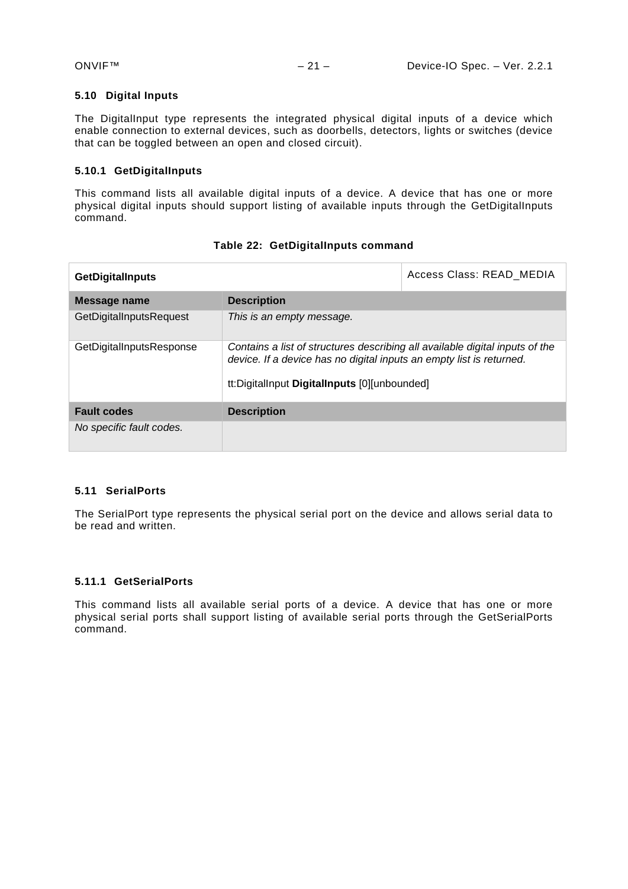### 5.10 Digital Inputs

The DigitalInput type represents the integrated physical digital inputs of a device which enable connection to external devices, such as doorbells, detectors, lights or switches (device that can be toggled between an open and closed circuit).

#### 5.10.1 GetDigitalInputs

This command lists all available digital inputs of a device. A device that has one or more physical digital inputs should support listing of available inputs through the GetDigitalInputs command.

**Table 22: GetDigitalInputs command**

| **GetDigitalInputs** | | Access Class: READ_MEDIA |
|---|---|---|
| **Message name** | **Description** | |
| GetDigitalInputsRequest | *This is an empty message.* | |
| GetDigitalInputsResponse | *Contains a list of structures describing all available digital inputs of the device. If a device has no digital inputs an empty list is returned.*<br><br>tt:DigitalInput **DigitalInputs** [0][unbounded] | |
| **Fault codes** | **Description** | |
| *No specific fault codes.* | | |

### 5.11 SerialPorts

The SerialPort type represents the physical serial port on the device and allows serial data to be read and written.

#### 5.11.1 GetSerialPorts

This command lists all available serial ports of a device. A device that has one or more physical serial ports shall support listing of available serial ports through the GetSerialPorts command.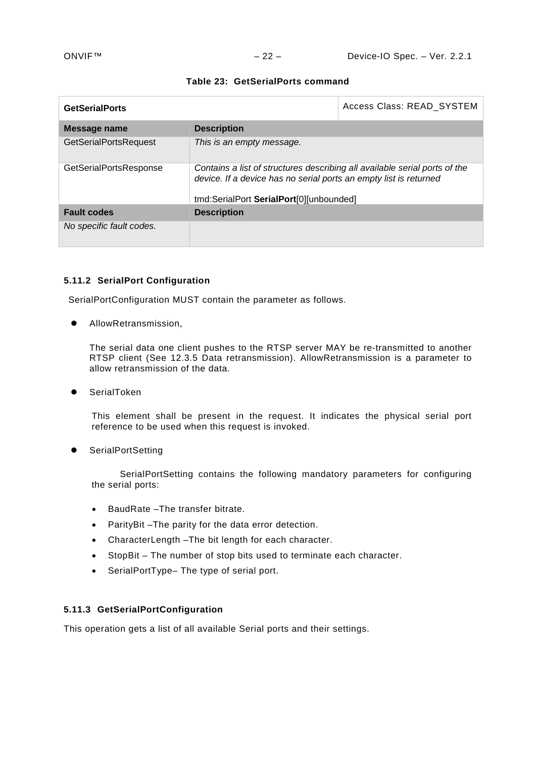**Table 23: GetSerialPorts command**

| **GetSerialPorts** | | Access Class: READ_SYSTEM |
|---|---|---|
| **Message name** | **Description** | |
| GetSerialPortsRequest | *This is an empty message.* | |
| GetSerialPortsResponse | *Contains a list of structures describing all available serial ports of the device. If a device has no serial ports an empty list is returned*<br><br>tmd:SerialPort **SerialPort**[0][unbounded] | |
| **Fault codes** | **Description** | |
| *No specific fault codes.* | | |

#### 5.11.2 SerialPort Configuration

SerialPortConfiguration MUST contain the parameter as follows.

- AllowRetransmission,

  The serial data one client pushes to the RTSP server MAY be re-transmitted to another RTSP client (See 12.3.5 Data retransmission). AllowRetransmission is a parameter to allow retransmission of the data.

- SerialToken

  This element shall be present in the request. It indicates the physical serial port reference to be used when this request is invoked.

- SerialPortSetting

  SerialPortSetting contains the following mandatory parameters for configuring the serial ports:

  - BaudRate –The transfer bitrate.
  - ParityBit –The parity for the data error detection.
  - CharacterLength –The bit length for each character.
  - StopBit – The number of stop bits used to terminate each character.
  - SerialPortType– The type of serial port.

#### 5.11.3 GetSerialPortConfiguration

This operation gets a list of all available Serial ports and their settings.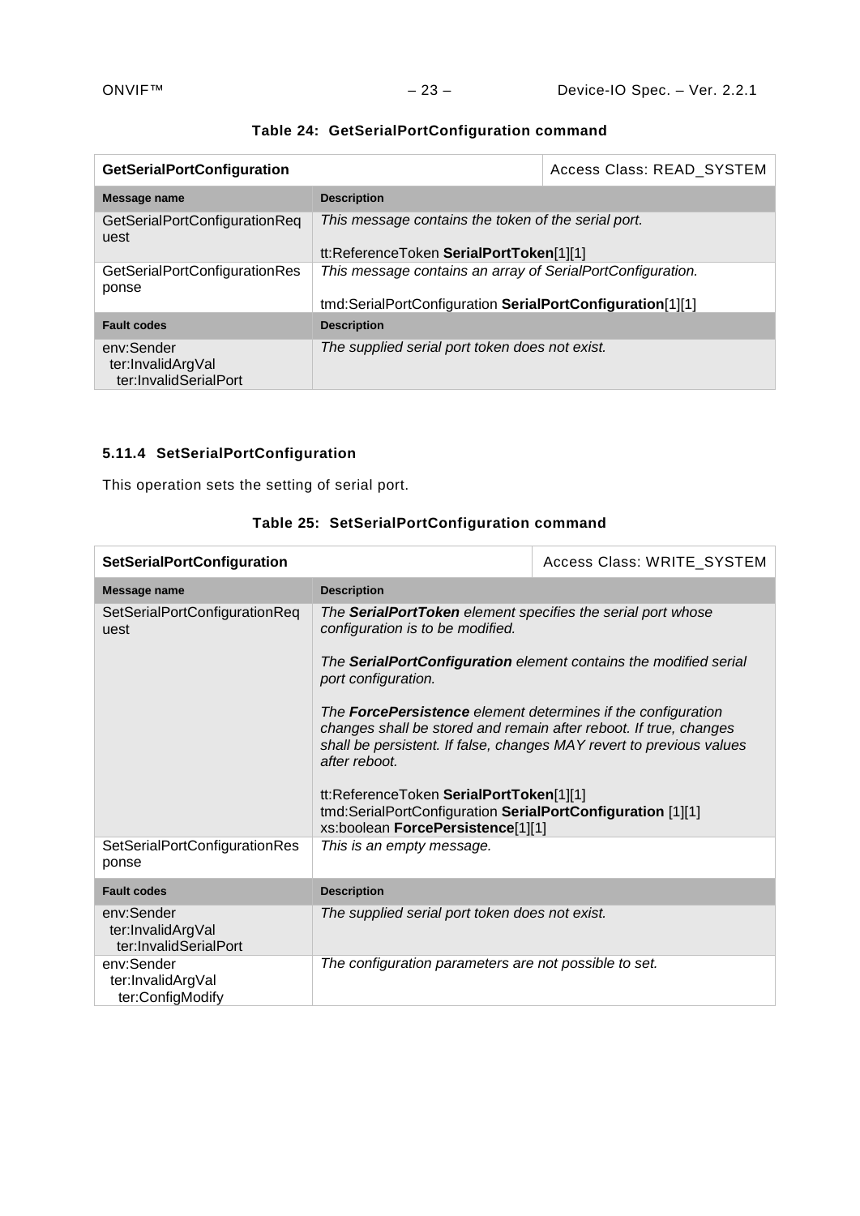**Table 24: GetSerialPortConfiguration command**

| **GetSerialPortConfiguration** | | Access Class: READ_SYSTEM |
|---|---|---|
| **Message name** | **Description** | |
| GetSerialPortConfigurationRequest | *This message contains the token of the serial port.*<br><br>tt:ReferenceToken **SerialPortToken**[1][1] | |
| GetSerialPortConfigurationResponse | *This message contains an array of SerialPortConfiguration.*<br><br>tmd:SerialPortConfiguration **SerialPortConfiguration**[1][1] | |
| **Fault codes** | **Description** | |
| env:Sender<br>ter:InvalidArgVal<br>ter:InvalidSerialPort | *The supplied serial port token does not exist.* | |

### 5.11.4 SetSerialPortConfiguration

This operation sets the setting of serial port.

**Table 25: SetSerialPortConfiguration command**

| **SetSerialPortConfiguration** | | Access Class: WRITE_SYSTEM |
|---|---|---|
| **Message name** | **Description** | |
| SetSerialPortConfigurationRequest | *The **SerialPortToken** element specifies the serial port whose configuration is to be modified.*<br><br>*The **SerialPortConfiguration** element contains the modified serial port configuration.*<br><br>*The **ForcePersistence** element determines if the configuration changes shall be stored and remain after reboot. If true, changes shall be persistent. If false, changes MAY revert to previous values after reboot.*<br><br>tt:ReferenceToken **SerialPortToken**[1][1]<br>tmd:SerialPortConfiguration **SerialPortConfiguration** [1][1]<br>xs:boolean **ForcePersistence**[1][1] | |
| SetSerialPortConfigurationResponse | *This is an empty message.* | |
| **Fault codes** | **Description** | |
| env:Sender<br>ter:InvalidArgVal<br>ter:InvalidSerialPort | *The supplied serial port token does not exist.* | |
| env:Sender<br>ter:InvalidArgVal<br>ter:ConfigModify | *The configuration parameters are not possible to set.* | |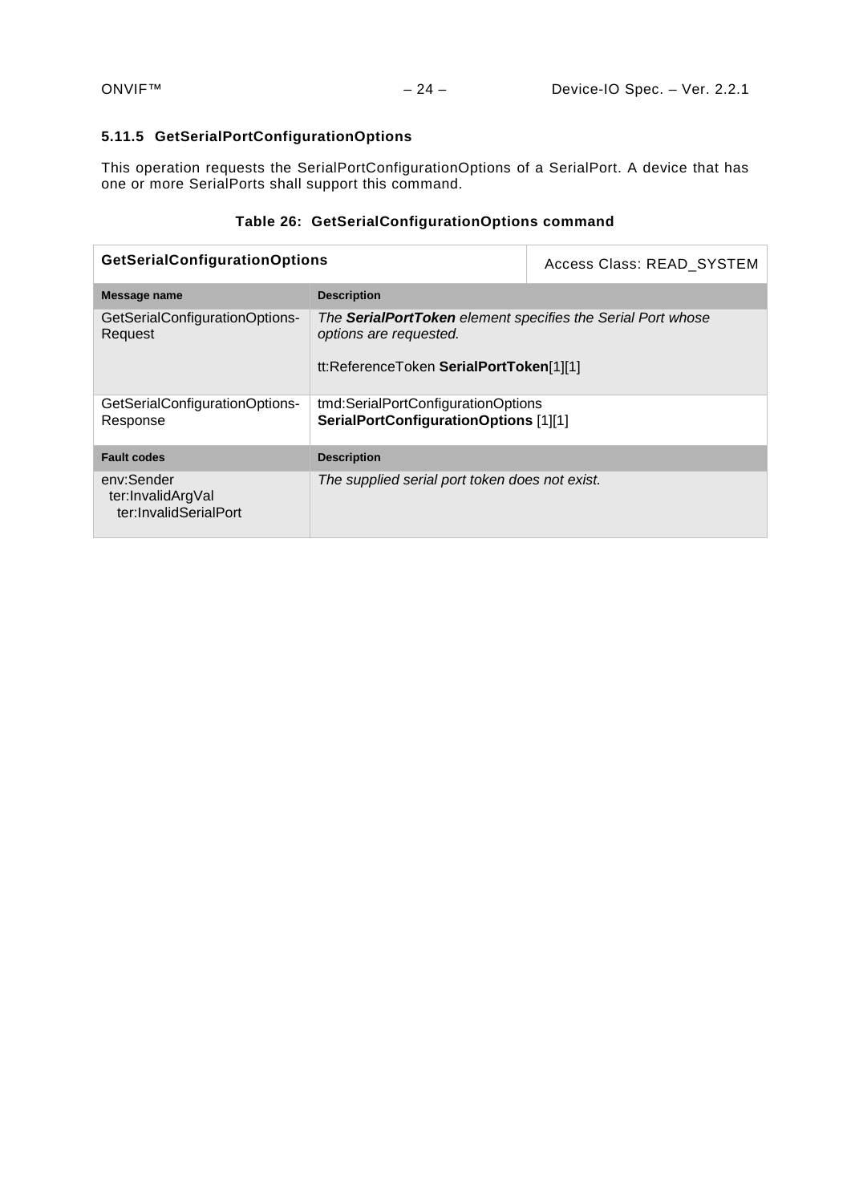### 5.11.5 GetSerialPortConfigurationOptions

This operation requests the SerialPortConfigurationOptions of a SerialPort. A device that has one or more SerialPorts shall support this command.

**Table 26: GetSerialConfigurationOptions command**

| **GetSerialConfigurationOptions** | | Access Class: READ_SYSTEM |
|---|---|---|
| **Message name** | **Description** | |
| GetSerialConfigurationOptions-Request | *The **SerialPortToken** element specifies the Serial Port whose options are requested.*<br><br>tt:ReferenceToken **SerialPortToken**[1][1] | |
| GetSerialConfigurationOptions-Response | tmd:SerialPortConfigurationOptions **SerialPortConfigurationOptions** [1][1] | |
| **Fault codes** | **Description** | |
| env:Sender<br>ter:InvalidArgVal<br>ter:InvalidSerialPort | *The supplied serial port token does not exist.* | |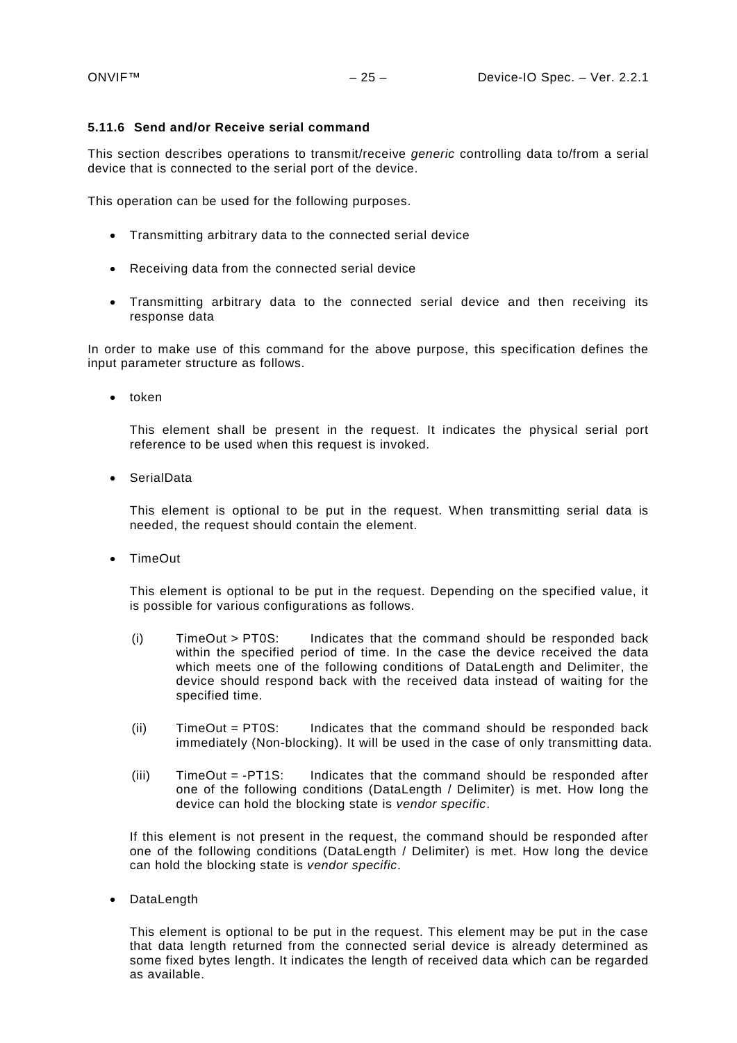#### 5.11.6 Send and/or Receive serial command

This section describes operations to transmit/receive *generic* controlling data to/from a serial device that is connected to the serial port of the device.

This operation can be used for the following purposes.

- Transmitting arbitrary data to the connected serial device
- Receiving data from the connected serial device
- Transmitting arbitrary data to the connected serial device and then receiving its response data

In order to make use of this command for the above purpose, this specification defines the input parameter structure as follows.

- token

  This element shall be present in the request. It indicates the physical serial port reference to be used when this request is invoked.

- SerialData

  This element is optional to be put in the request. When transmitting serial data is needed, the request should contain the element.

- TimeOut

  This element is optional to be put in the request. Depending on the specified value, it is possible for various configurations as follows.

  (i) TimeOut > PT0S: Indicates that the command should be responded back within the specified period of time. In the case the device received the data which meets one of the following conditions of DataLength and Delimiter, the device should respond back with the received data instead of waiting for the specified time.

  (ii) TimeOut = PT0S: Indicates that the command should be responded back immediately (Non-blocking). It will be used in the case of only transmitting data.

  (iii) TimeOut = -PT1S: Indicates that the command should be responded after one of the following conditions (DataLength / Delimiter) is met. How long the device can hold the blocking state is *vendor specific*.

  If this element is not present in the request, the command should be responded after one of the following conditions (DataLength / Delimiter) is met. How long the device can hold the blocking state is *vendor specific*.

- DataLength

  This element is optional to be put in the request. This element may be put in the case that data length returned from the connected serial device is already determined as some fixed bytes length. It indicates the length of received data which can be regarded as available.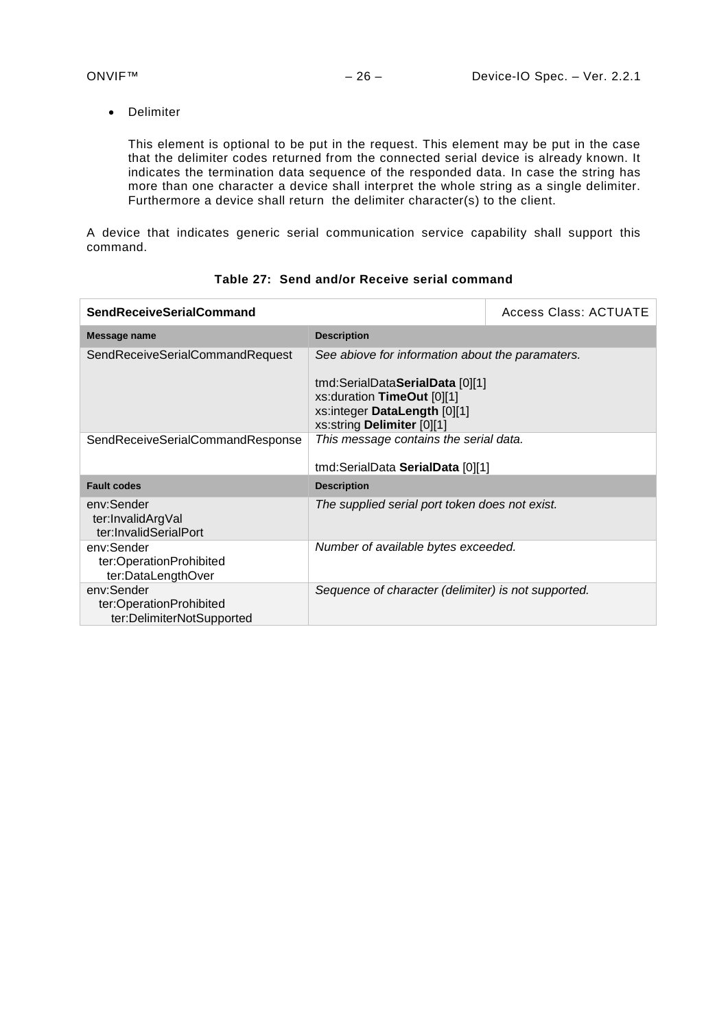- Delimiter

  This element is optional to be put in the request. This element may be put in the case that the delimiter codes returned from the connected serial device is already known. It indicates the termination data sequence of the responded data. In case the string has more than one character a device shall interpret the whole string as a single delimiter. Furthermore a device shall return the delimiter character(s) to the client.

A device that indicates generic serial communication service capability shall support this command.

**Table 27: Send and/or Receive serial command**

| **SendReceiveSerialCommand** | | Access Class: ACTUATE |
|---|---|---|
| **Message name** | **Description** | |
| SendReceiveSerialCommandRequest | *See abiove for information about the paramaters.*<br><br>tmd:SerialData**SerialData** [0][1]<br>xs:duration **TimeOut** [0][1]<br>xs:integer **DataLength** [0][1]<br>xs:string **Delimiter** [0][1] | |
| SendReceiveSerialCommandResponse | *This message contains the serial data.*<br><br>tmd:SerialData **SerialData** [0][1] | |
| **Fault codes** | **Description** | |
| env:Sender<br>ter:InvalidArgVal<br>ter:InvalidSerialPort | *The supplied serial port token does not exist.* | |
| env:Sender<br>ter:OperationProhibited<br>ter:DataLengthOver | *Number of available bytes exceeded.* | |
| env:Sender<br>ter:OperationProhibited<br>ter:DelimiterNotSupported | *Sequence of character (delimiter) is not supported.* | |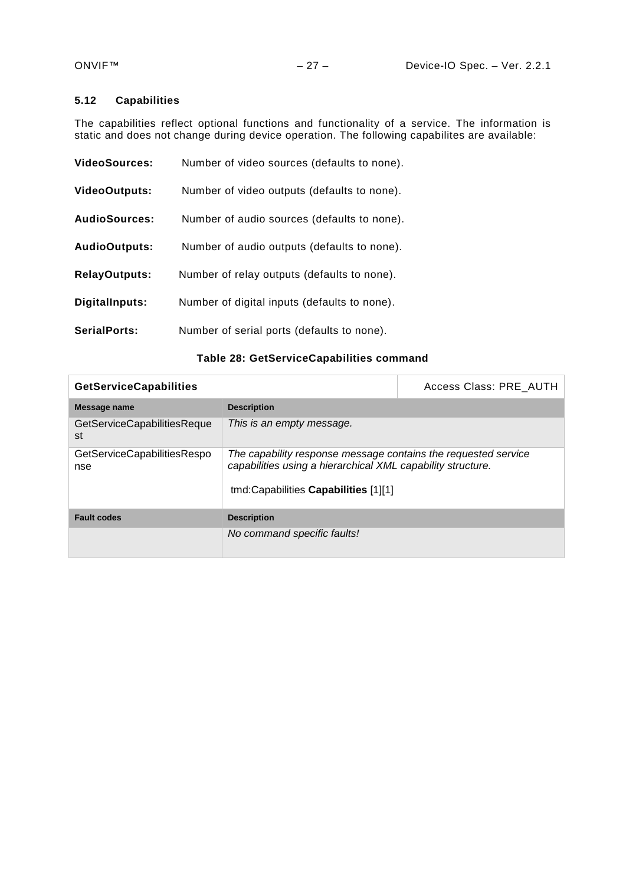### 5.12 Capabilities

The capabilities reflect optional functions and functionality of a service. The information is static and does not change during device operation. The following capabilites are available:

**VideoSources:** Number of video sources (defaults to none).

**VideoOutputs:** Number of video outputs (defaults to none).

**AudioSources:** Number of audio sources (defaults to none).

**AudioOutputs:** Number of audio outputs (defaults to none).

**RelayOutputs:** Number of relay outputs (defaults to none).

**DigitalInputs:** Number of digital inputs (defaults to none).

**SerialPorts:** Number of serial ports (defaults to none).

**Table 28: GetServiceCapabilities command**

| **GetServiceCapabilities** | | Access Class: PRE_AUTH |
|---|---|---|
| **Message name** | **Description** | |
| GetServiceCapabilitiesRequest | *This is an empty message.* | |
| GetServiceCapabilitiesResponse | *The capability response message contains the requested service capabilities using a hierarchical XML capability structure.*<br><br>tmd:Capabilities **Capabilities** [1][1] | |
| **Fault codes** | **Description** | |
| | *No command specific faults!* | |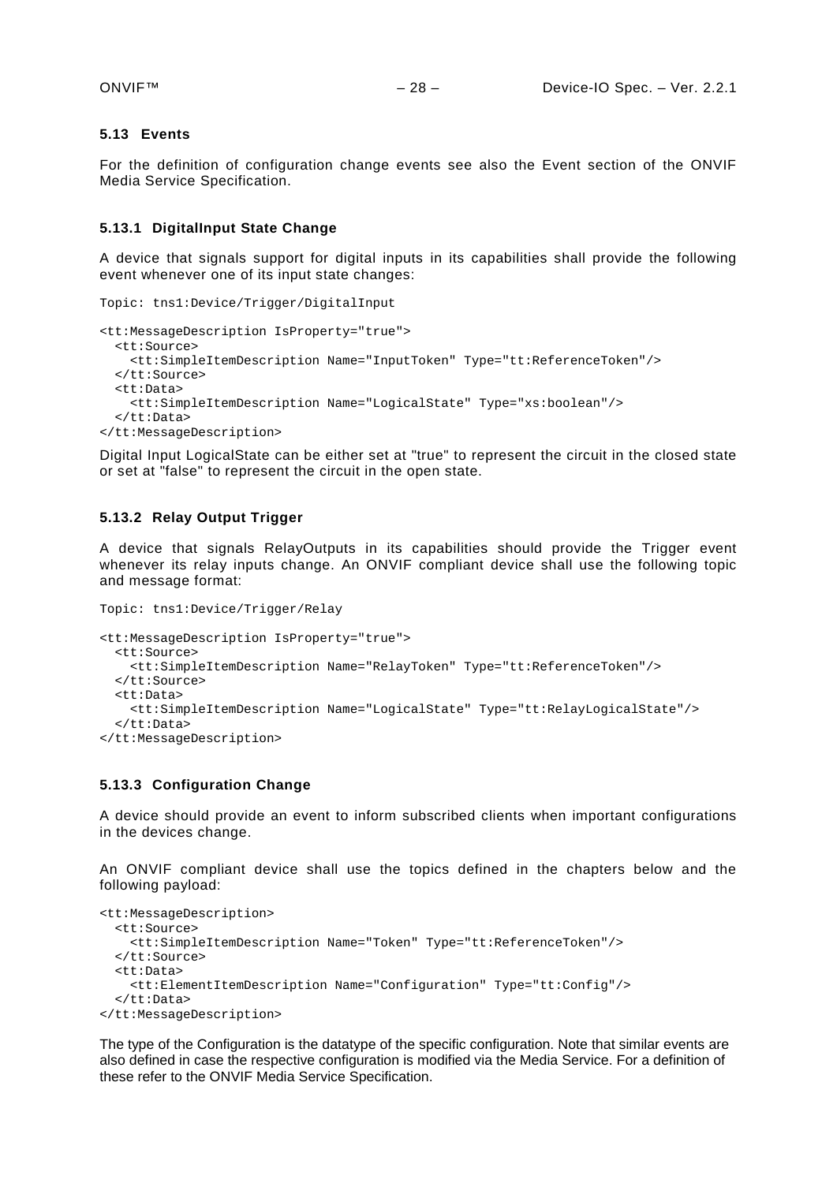### 5.13 Events

For the definition of configuration change events see also the Event section of the ONVIF Media Service Specification.

#### 5.13.1 DigitalInput State Change

A device that signals support for digital inputs in its capabilities shall provide the following event whenever one of its input state changes:

```
Topic: tns1:Device/Trigger/DigitalInput

<tt:MessageDescription IsProperty="true">
  <tt:Source>
    <tt:SimpleItemDescription Name="InputToken" Type="tt:ReferenceToken"/>
  </tt:Source>
  <tt:Data>
    <tt:SimpleItemDescription Name="LogicalState" Type="xs:boolean"/>
  </tt:Data>
</tt:MessageDescription>
```

Digital Input LogicalState can be either set at "true" to represent the circuit in the closed state or set at "false" to represent the circuit in the open state.

#### 5.13.2 Relay Output Trigger

A device that signals RelayOutputs in its capabilities should provide the Trigger event whenever its relay inputs change. An ONVIF compliant device shall use the following topic and message format:

```
Topic: tns1:Device/Trigger/Relay

<tt:MessageDescription IsProperty="true">
  <tt:Source>
    <tt:SimpleItemDescription Name="RelayToken" Type="tt:ReferenceToken"/>
  </tt:Source>
  <tt:Data>
    <tt:SimpleItemDescription Name="LogicalState" Type="tt:RelayLogicalState"/>
  </tt:Data>
</tt:MessageDescription>
```

#### 5.13.3 Configuration Change

A device should provide an event to inform subscribed clients when important configurations in the devices change.

An ONVIF compliant device shall use the topics defined in the chapters below and the following payload:

```
<tt:MessageDescription>
  <tt:Source>
    <tt:SimpleItemDescription Name="Token" Type="tt:ReferenceToken"/>
  </tt:Source>
  <tt:Data>
    <tt:ElementItemDescription Name="Configuration" Type="tt:Config"/>
  </tt:Data>
</tt:MessageDescription>
```

The type of the Configuration is the datatype of the specific configuration. Note that similar events are also defined in case the respective configuration is modified via the Media Service. For a definition of these refer to the ONVIF Media Service Specification.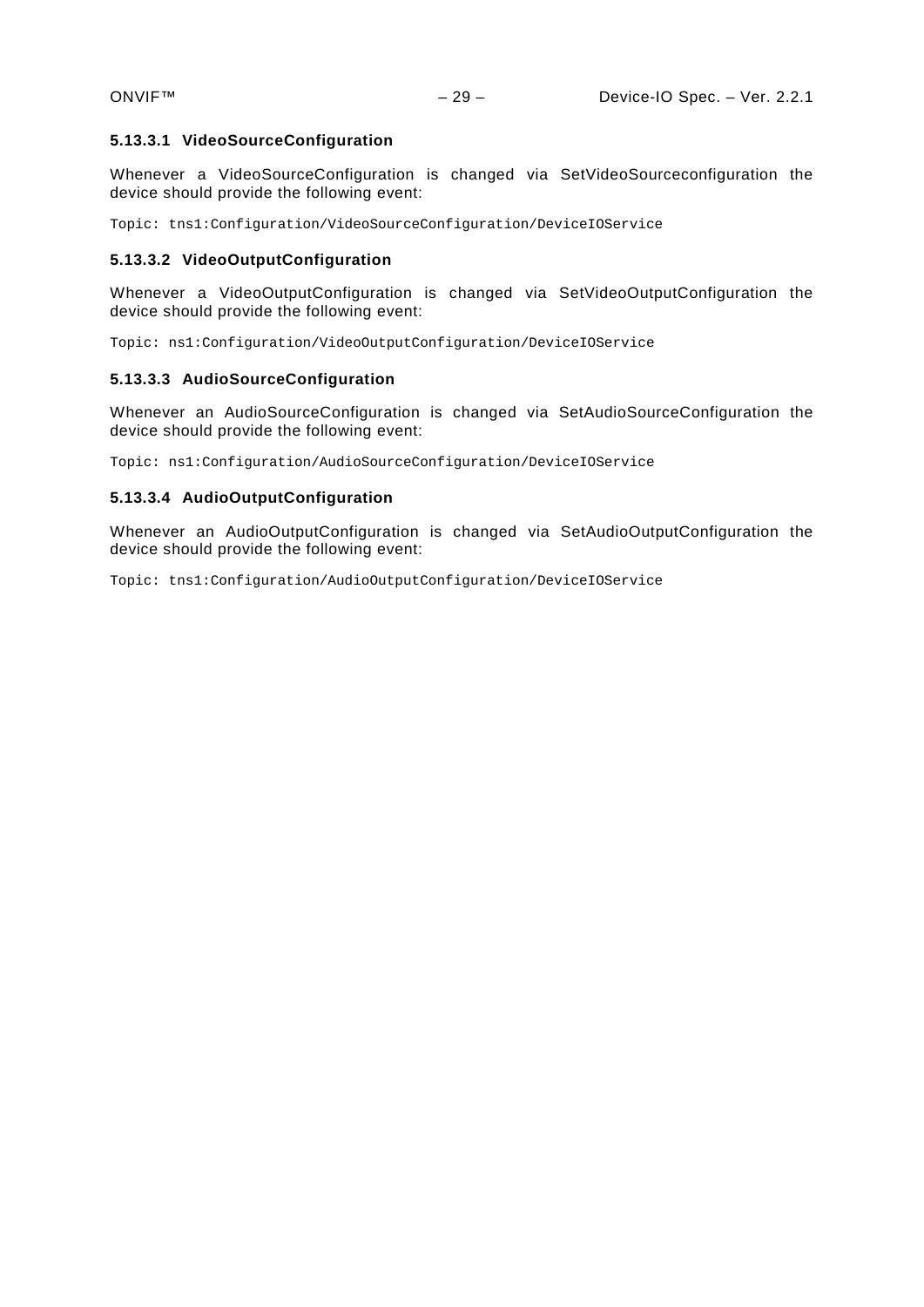#### 5.13.3.1 VideoSourceConfiguration

Whenever a VideoSourceConfiguration is changed via SetVideoSourceconfiguration the device should provide the following event:

```
Topic: tns1:Configuration/VideoSourceConfiguration/DeviceIOService
```

#### 5.13.3.2 VideoOutputConfiguration

Whenever a VideoOutputConfiguration is changed via SetVideoOutputConfiguration the device should provide the following event:

```
Topic: ns1:Configuration/VideoOutputConfiguration/DeviceIOService
```

#### 5.13.3.3 AudioSourceConfiguration

Whenever an AudioSourceConfiguration is changed via SetAudioSourceConfiguration the device should provide the following event:

```
Topic: ns1:Configuration/AudioSourceConfiguration/DeviceIOService
```

#### 5.13.3.4 AudioOutputConfiguration

Whenever an AudioOutputConfiguration is changed via SetAudioOutputConfiguration the device should provide the following event:

```
Topic: tns1:Configuration/AudioOutputConfiguration/DeviceIOService
```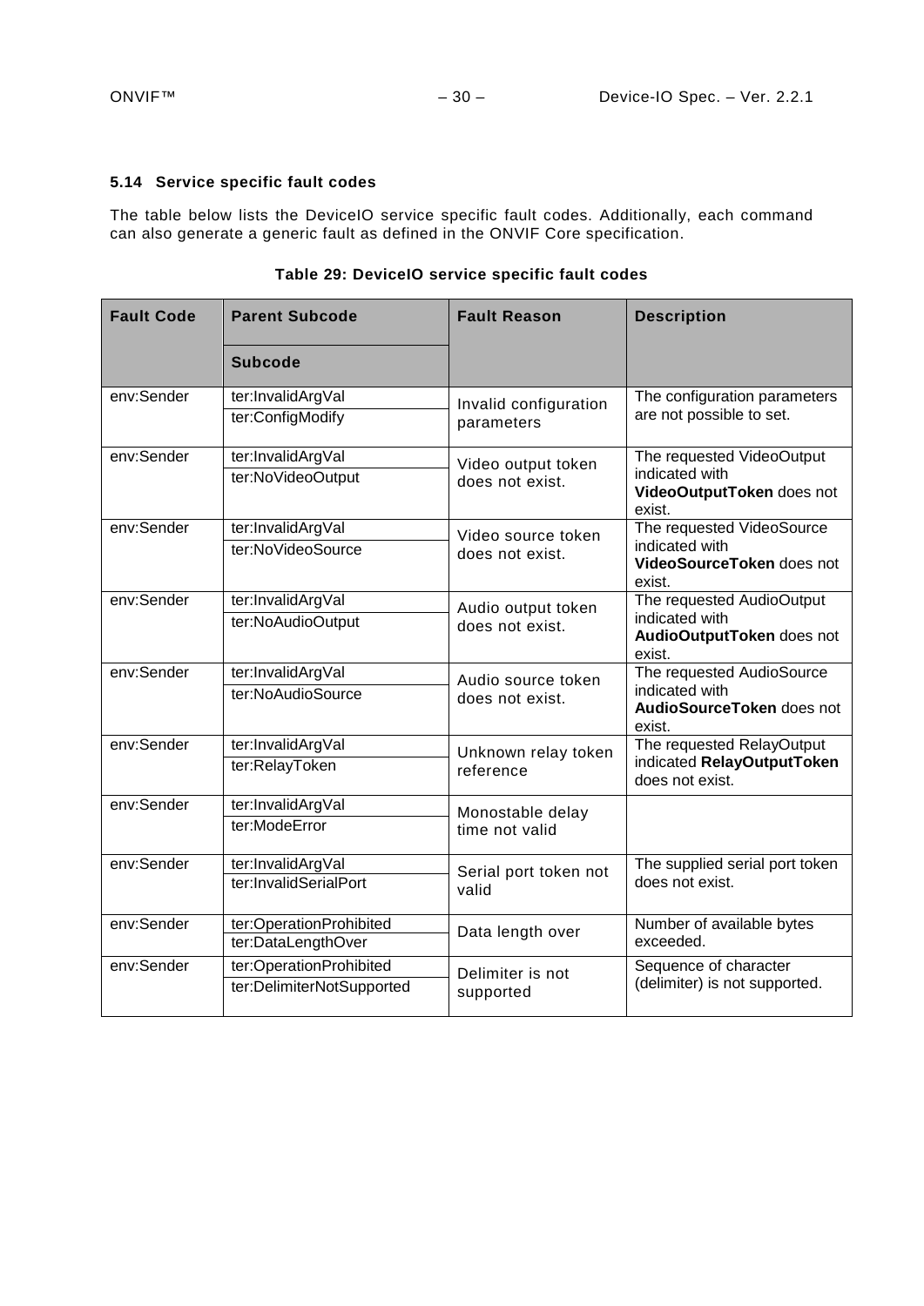### 5.14 Service specific fault codes

The table below lists the DeviceIO service specific fault codes. Additionally, each command can also generate a generic fault as defined in the ONVIF Core specification.

**Table 29: DeviceIO service specific fault codes**

| Fault Code | Parent Subcode | Fault Reason | Description |
|---|---|---|---|
| | Subcode | | |
| env:Sender | ter:InvalidArgVal | Invalid configuration parameters | The configuration parameters are not possible to set. |
| | ter:ConfigModify | | |
| env:Sender | ter:InvalidArgVal | Video output token does not exist. | The requested VideoOutput indicated with **VideoOutputToken** does not exist. |
| | ter:NoVideoOutput | | |
| env:Sender | ter:InvalidArgVal | Video source token does not exist. | The requested VideoSource indicated with **VideoSourceToken** does not exist. |
| | ter:NoVideoSource | | |
| env:Sender | ter:InvalidArgVal | Audio output token does not exist. | The requested AudioOutput indicated with **AudioOutputToken** does not exist. |
| | ter:NoAudioOutput | | |
| env:Sender | ter:InvalidArgVal | Audio source token does not exist. | The requested AudioSource indicated with **AudioSourceToken** does not exist. |
| | ter:NoAudioSource | | |
| env:Sender | ter:InvalidArgVal | Unknown relay token reference | The requested RelayOutput indicated **RelayOutputToken** does not exist. |
| | ter:RelayToken | | |
| env:Sender | ter:InvalidArgVal | Monostable delay time not valid | |
| | ter:ModeError | | |
| env:Sender | ter:InvalidArgVal | Serial port token not valid | The supplied serial port token does not exist. |
| | ter:InvalidSerialPort | | |
| env:Sender | ter:OperationProhibited | Data length over | Number of available bytes exceeded. |
| | ter:DataLengthOver | | |
| env:Sender | ter:OperationProhibited | Delimiter is not supported | Sequence of character (delimiter) is not supported. |
| | ter:DelimiterNotSupported | | |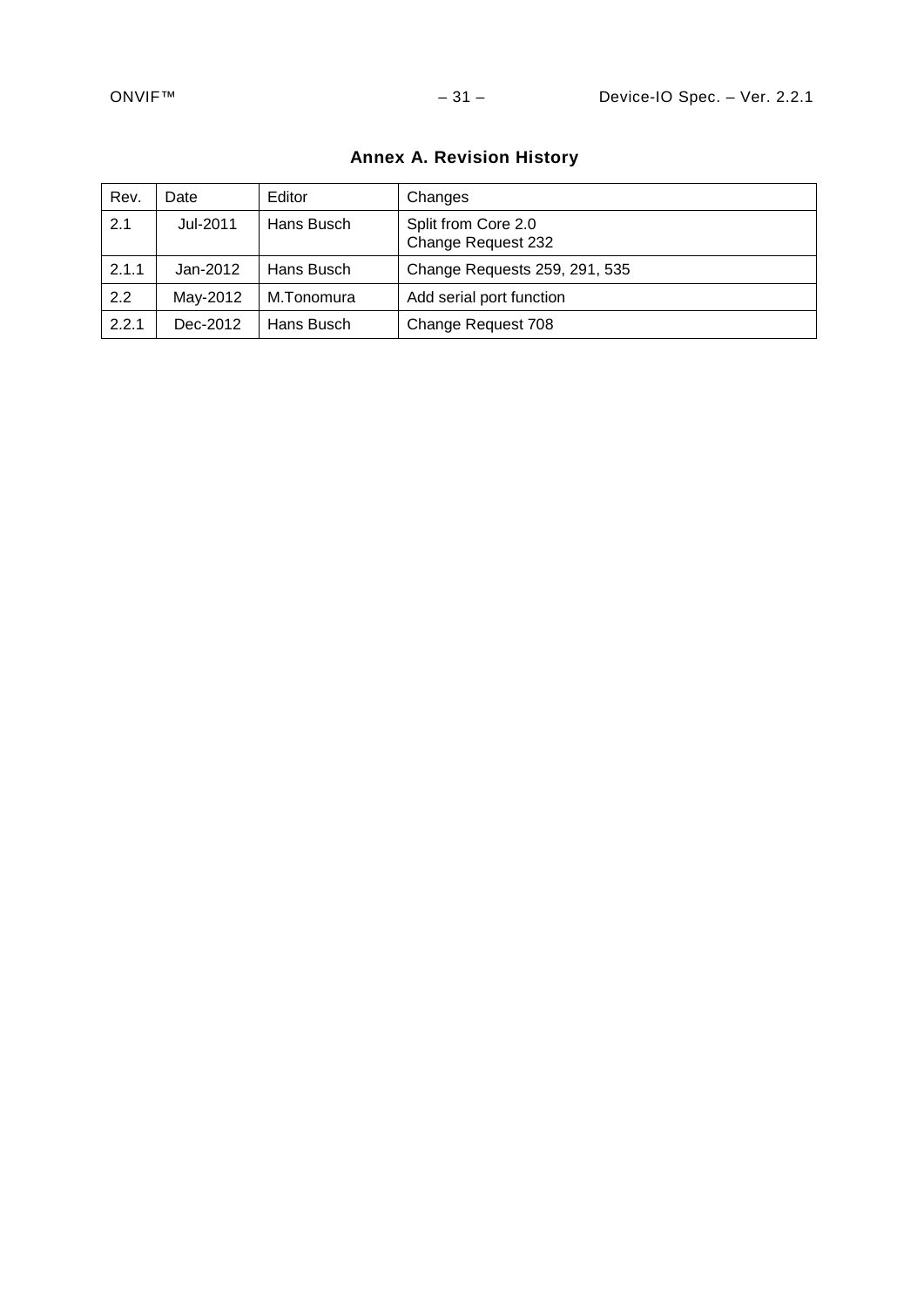# Annex A. Revision History

| Rev. | Date | Editor | Changes |
| --- | --- | --- | --- |
| 2.1 | Jul-2011 | Hans Busch | Split from Core 2.0<br>Change Request 232 |
| 2.1.1 | Jan-2012 | Hans Busch | Change Requests 259, 291, 535 |
| 2.2 | May-2012 | M.Tonomura | Add serial port function |
| 2.2.1 | Dec-2012 | Hans Busch | Change Request 708 |